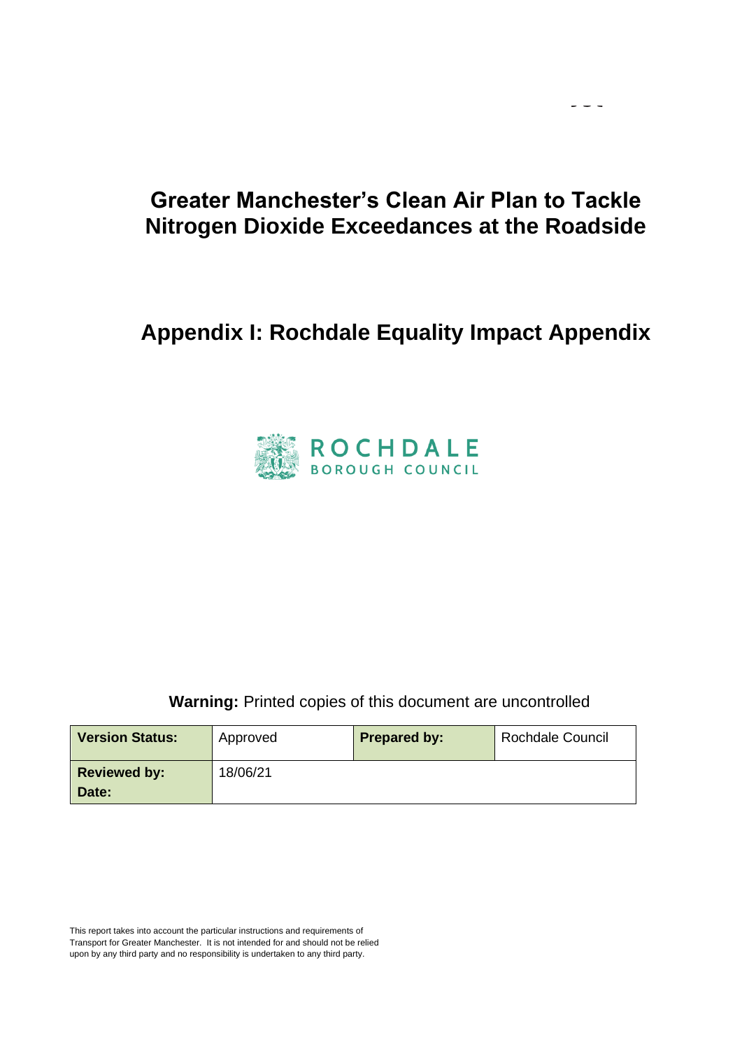# Greater Manchester's Clean Air Plan to Tackle Nitrogen Dioxide Exceedances at the Roadside

## Appendix I: Rochdale Equality Impact Appendix

ROCHDALE
BOROUGH COUNCIL

**Warning:** Printed copies of this document are uncontrolled

| **Version Status:** | Approved | **Prepared by:** | Rochdale Council |
|---|---|---|---|
| **Reviewed by: Date:** | 18/06/21 | | |

This report takes into account the particular instructions and requirements of Transport for Greater Manchester. It is not intended for and should not be relied upon by any third party and no responsibility is undertaken to any third party.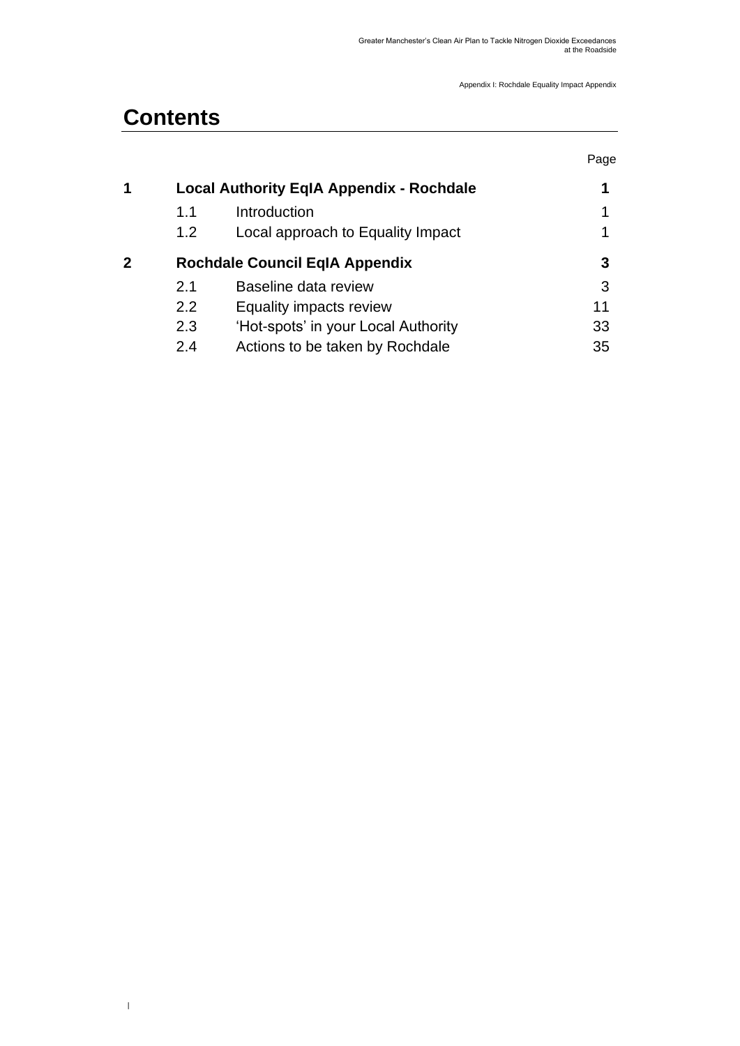# Contents

| | | | Page |
|---|---|---|---|
| **1** | **Local Authority EqIA Appendix - Rochdale** | | **1** |
| | 1.1 | Introduction | 1 |
| | 1.2 | Local approach to Equality Impact | 1 |
| **2** | **Rochdale Council EqIA Appendix** | | **3** |
| | 2.1 | Baseline data review | 3 |
| | 2.2 | Equality impacts review | 11 |
| | 2.3 | 'Hot-spots' in your Local Authority | 33 |
| | 2.4 | Actions to be taken by Rochdale | 35 |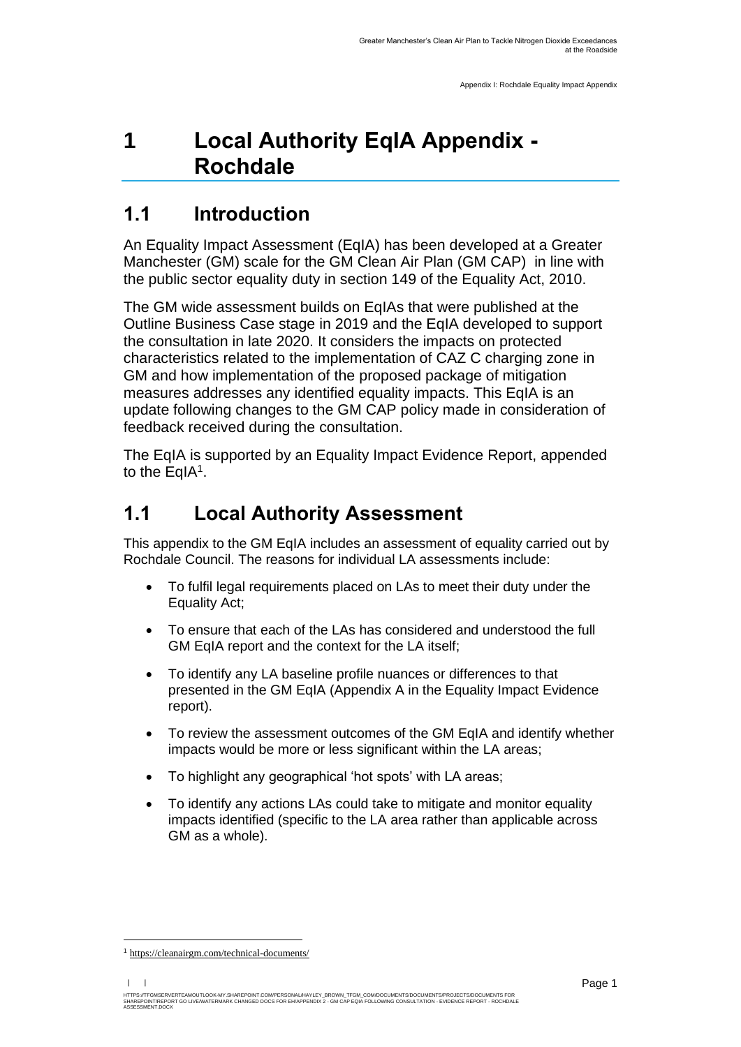# 1 Local Authority EqIA Appendix - Rochdale

## 1.1 Introduction

An Equality Impact Assessment (EqIA) has been developed at a Greater Manchester (GM) scale for the GM Clean Air Plan (GM CAP) in line with the public sector equality duty in section 149 of the Equality Act, 2010.

The GM wide assessment builds on EqIAs that were published at the Outline Business Case stage in 2019 and the EqIA developed to support the consultation in late 2020. It considers the impacts on protected characteristics related to the implementation of CAZ C charging zone in GM and how implementation of the proposed package of mitigation measures addresses any identified equality impacts. This EqIA is an update following changes to the GM CAP policy made in consideration of feedback received during the consultation.

The EqIA is supported by an Equality Impact Evidence Report, appended to the EqIA[1].

## 1.1 Local Authority Assessment

This appendix to the GM EqIA includes an assessment of equality carried out by Rochdale Council. The reasons for individual LA assessments include:

- To fulfil legal requirements placed on LAs to meet their duty under the Equality Act;
- To ensure that each of the LAs has considered and understood the full GM EqIA report and the context for the LA itself;
- To identify any LA baseline profile nuances or differences to that presented in the GM EqIA (Appendix A in the Equality Impact Evidence report).
- To review the assessment outcomes of the GM EqIA and identify whether impacts would be more or less significant within the LA areas;
- To highlight any geographical 'hot spots' with LA areas;
- To identify any actions LAs could take to mitigate and monitor equality impacts identified (specific to the LA area rather than applicable across GM as a whole).

[1] https://cleanairgm.com/technical-documents/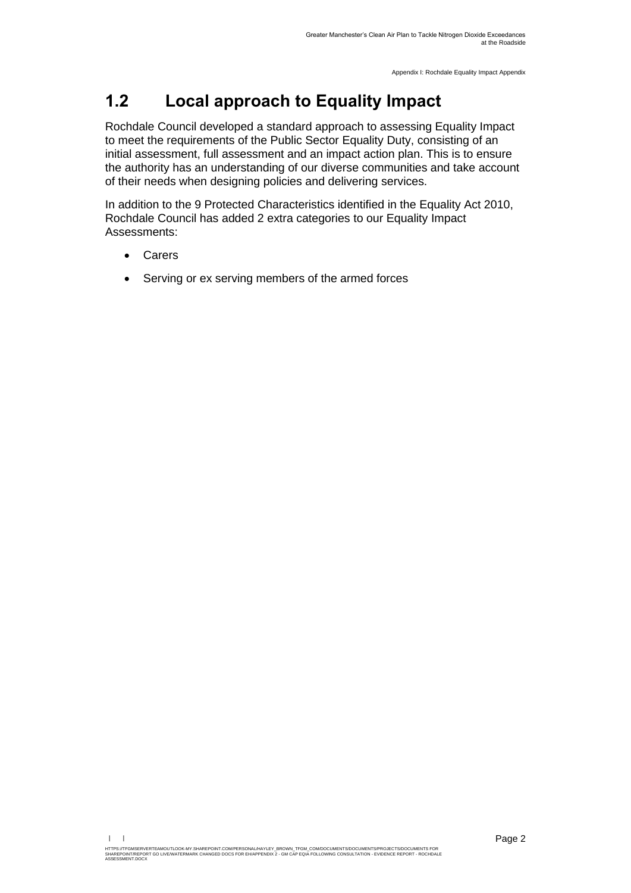## 1.2 Local approach to Equality Impact

Rochdale Council developed a standard approach to assessing Equality Impact to meet the requirements of the Public Sector Equality Duty, consisting of an initial assessment, full assessment and an impact action plan. This is to ensure the authority has an understanding of our diverse communities and take account of their needs when designing policies and delivering services.

In addition to the 9 Protected Characteristics identified in the Equality Act 2010, Rochdale Council has added 2 extra categories to our Equality Impact Assessments:

- Carers
- Serving or ex serving members of the armed forces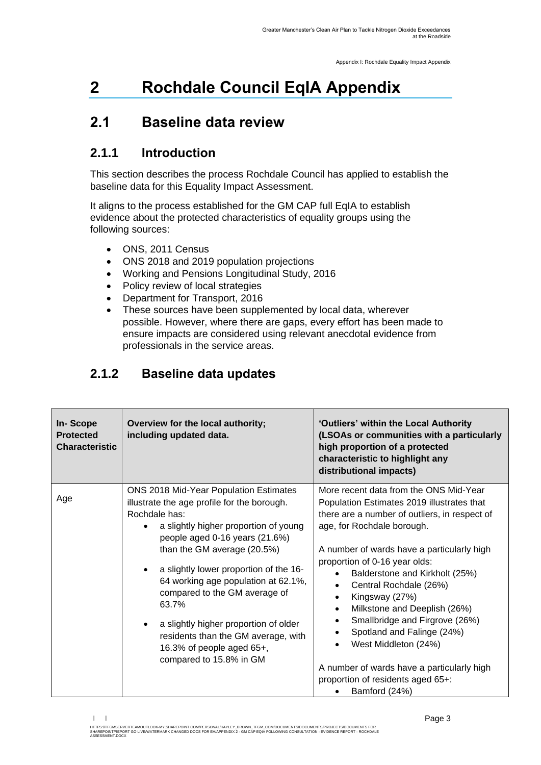# 2 Rochdale Council EqIA Appendix

## 2.1 Baseline data review

### 2.1.1 Introduction

This section describes the process Rochdale Council has applied to establish the baseline data for this Equality Impact Assessment.

It aligns to the process established for the GM CAP full EqIA to establish evidence about the protected characteristics of equality groups using the following sources:

- ONS, 2011 Census
- ONS 2018 and 2019 population projections
- Working and Pensions Longitudinal Study, 2016
- Policy review of local strategies
- Department for Transport, 2016
- These sources have been supplemented by local data, wherever possible. However, where there are gaps, every effort has been made to ensure impacts are considered using relevant anecdotal evidence from professionals in the service areas.

### 2.1.2 Baseline data updates

| In- Scope Protected Characteristic | Overview for the local authority; including updated data. | 'Outliers' within the Local Authority (LSOAs or communities with a particularly high proportion of a protected characteristic to highlight any distributional impacts) |
|---|---|---|
| Age | ONS 2018 Mid-Year Population Estimates illustrate the age profile for the borough. Rochdale has:<br>• a slightly higher proportion of young people aged 0-16 years (21.6%) than the GM average (20.5%)<br>• a slightly lower proportion of the 16-64 working age population at 62.1%, compared to the GM average of 63.7%<br>• a slightly higher proportion of older residents than the GM average, with 16.3% of people aged 65+, compared to 15.8% in GM | More recent data from the ONS Mid-Year Population Estimates 2019 illustrates that there are a number of outliers, in respect of age, for Rochdale borough.<br><br>A number of wards have a particularly high proportion of 0-16 year olds:<br>• Balderstone and Kirkholt (25%)<br>• Central Rochdale (26%)<br>• Kingsway (27%)<br>• Milkstone and Deeplish (26%)<br>• Smallbridge and Firgrove (26%)<br>• Spotland and Falinge (24%)<br>• West Middleton (24%)<br><br>A number of wards have a particularly high proportion of residents aged 65+:<br>• Bamford (24%) |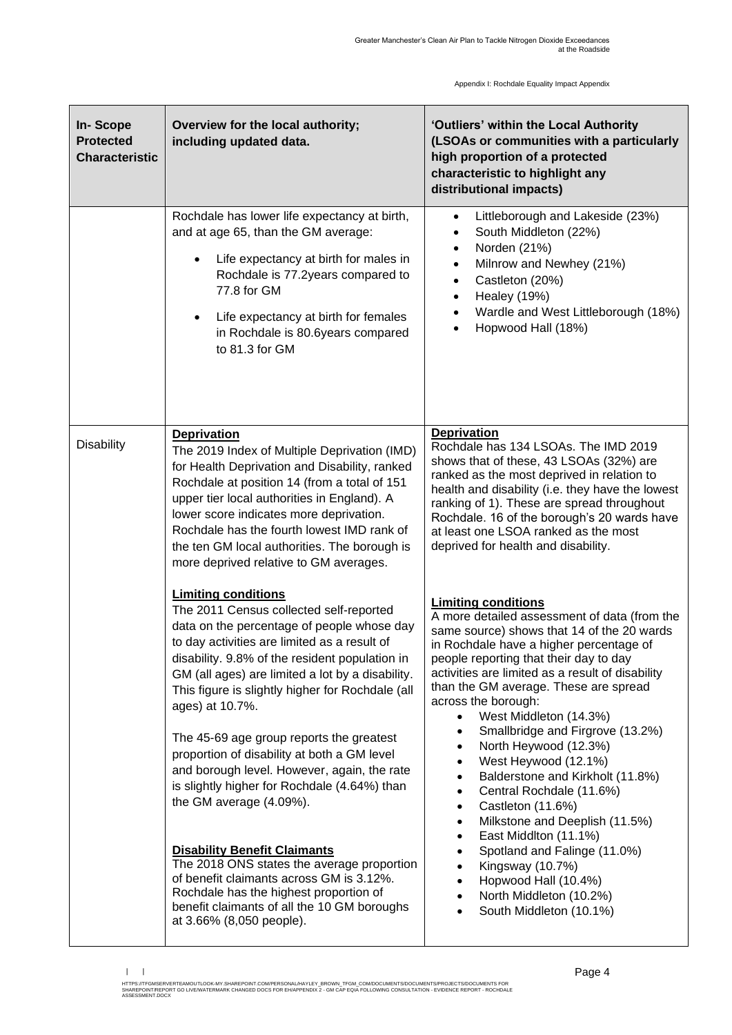| In- Scope Protected Characteristic | Overview for the local authority; including updated data. | 'Outliers' within the Local Authority (LSOAs or communities with a particularly high proportion of a protected characteristic to highlight any distributional impacts) |
|---|---|---|
| | Rochdale has lower life expectancy at birth, and at age 65, than the GM average:<br><br>• Life expectancy at birth for males in Rochdale is 77.2years compared to 77.8 for GM<br><br>• Life expectancy at birth for females in Rochdale is 80.6years compared to 81.3 for GM | • Littleborough and Lakeside (23%)<br>• South Middleton (22%)<br>• Norden (21%)<br>• Milnrow and Newhey (21%)<br>• Castleton (20%)<br>• Healey (19%)<br>• Wardle and West Littleborough (18%)<br>• Hopwood Hall (18%) |
| Disability | **Deprivation**<br>The 2019 Index of Multiple Deprivation (IMD) for Health Deprivation and Disability, ranked Rochdale at position 14 (from a total of 151 upper tier local authorities in England). A lower score indicates more deprivation. Rochdale has the fourth lowest IMD rank of the ten GM local authorities. The borough is more deprived relative to GM averages.<br><br>**Limiting conditions**<br>The 2011 Census collected self-reported data on the percentage of people whose day to day activities are limited as a result of disability. 9.8% of the resident population in GM (all ages) are limited a lot by a disability. This figure is slightly higher for Rochdale (all ages) at 10.7%.<br><br>The 45-69 age group reports the greatest proportion of disability at both a GM level and borough level. However, again, the rate is slightly higher for Rochdale (4.64%) than the GM average (4.09%).<br><br>**Disability Benefit Claimants**<br>The 2018 ONS states the average proportion of benefit claimants across GM is 3.12%. Rochdale has the highest proportion of benefit claimants of all the 10 GM boroughs at 3.66% (8,050 people). | **Deprivation**<br>Rochdale has 134 LSOAs. The IMD 2019 shows that of these, 43 LSOAs (32%) are ranked as the most deprived in relation to health and disability (i.e. they have the lowest ranking of 1). These are spread throughout Rochdale. 16 of the borough's 20 wards have at least one LSOA ranked as the most deprived for health and disability.<br><br>**Limiting conditions**<br>A more detailed assessment of data (from the same source) shows that 14 of the 20 wards in Rochdale have a higher percentage of people reporting that their day to day activities are limited as a result of disability than the GM average. These are spread across the borough:<br>• West Middleton (14.3%)<br>• Smallbridge and Firgrove (13.2%)<br>• North Heywood (12.3%)<br>• West Heywood (12.1%)<br>• Balderstone and Kirkholt (11.8%)<br>• Central Rochdale (11.6%)<br>• Castleton (11.6%)<br>• Milkstone and Deeplish (11.5%)<br>• East Middlton (11.1%)<br>• Spotland and Falinge (11.0%)<br>• Kingsway (10.7%)<br>• Hopwood Hall (10.4%)<br>• North Middleton (10.2%)<br>• South Middleton (10.1%) |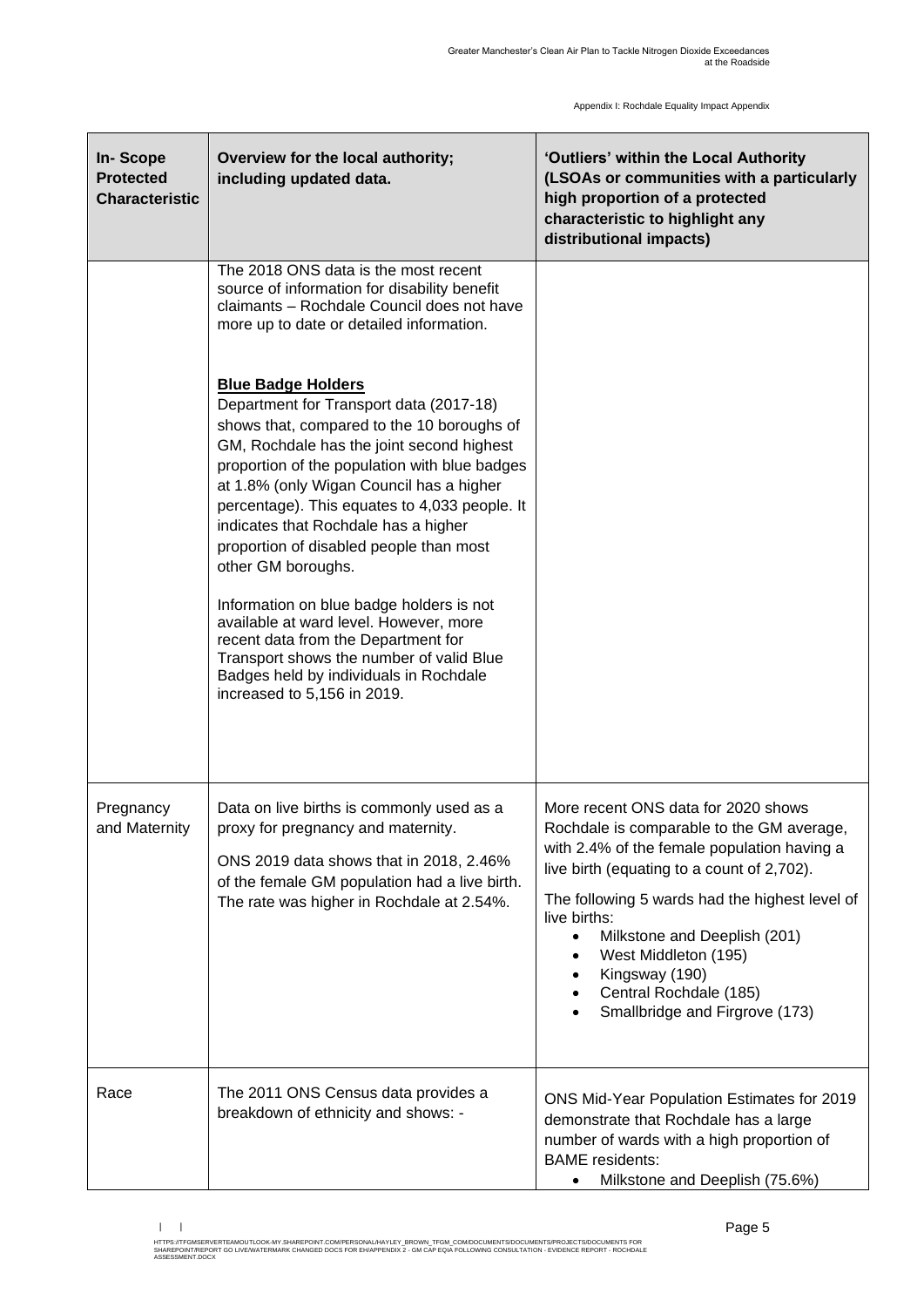| In- Scope Protected Characteristic | Overview for the local authority; including updated data. | 'Outliers' within the Local Authority (LSOAs or communities with a particularly high proportion of a protected characteristic to highlight any distributional impacts) |
|---|---|---|
| | The 2018 ONS data is the most recent source of information for disability benefit claimants – Rochdale Council does not have more up to date or detailed information.<br><br>**Blue Badge Holders**<br>Department for Transport data (2017-18) shows that, compared to the 10 boroughs of GM, Rochdale has the joint second highest proportion of the population with blue badges at 1.8% (only Wigan Council has a higher percentage). This equates to 4,033 people. It indicates that Rochdale has a higher proportion of disabled people than most other GM boroughs.<br><br>Information on blue badge holders is not available at ward level. However, more recent data from the Department for Transport shows the number of valid Blue Badges held by individuals in Rochdale increased to 5,156 in 2019. | |
| Pregnancy and Maternity | Data on live births is commonly used as a proxy for pregnancy and maternity.<br><br>ONS 2019 data shows that in 2018, 2.46% of the female GM population had a live birth. The rate was higher in Rochdale at 2.54%. | More recent ONS data for 2020 shows Rochdale is comparable to the GM average, with 2.4% of the female population having a live birth (equating to a count of 2,702).<br><br>The following 5 wards had the highest level of live births:<br>• Milkstone and Deeplish (201)<br>• West Middleton (195)<br>• Kingsway (190)<br>• Central Rochdale (185)<br>• Smallbridge and Firgrove (173) |
| Race | The 2011 ONS Census data provides a breakdown of ethnicity and shows: - | ONS Mid-Year Population Estimates for 2019 demonstrate that Rochdale has a large number of wards with a high proportion of BAME residents:<br>• Milkstone and Deeplish (75.6%) |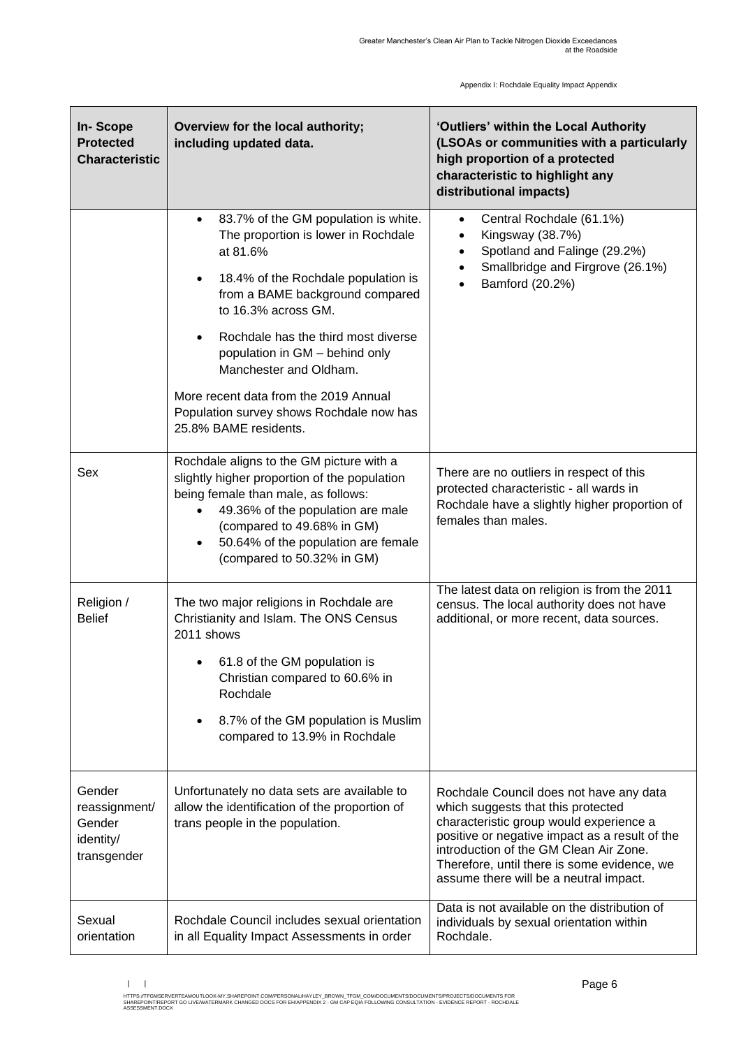| In- Scope Protected Characteristic | Overview for the local authority; including updated data. | 'Outliers' within the Local Authority (LSOAs or communities with a particularly high proportion of a protected characteristic to highlight any distributional impacts) |
|---|---|---|
| | • 83.7% of the GM population is white. The proportion is lower in Rochdale at 81.6%<br><br>• 18.4% of the Rochdale population is from a BAME background compared to 16.3% across GM.<br><br>• Rochdale has the third most diverse population in GM – behind only Manchester and Oldham.<br><br>More recent data from the 2019 Annual Population survey shows Rochdale now has 25.8% BAME residents. | • Central Rochdale (61.1%)<br>• Kingsway (38.7%)<br>• Spotland and Falinge (29.2%)<br>• Smallbridge and Firgrove (26.1%)<br>• Bamford (20.2%) |
| Sex | Rochdale aligns to the GM picture with a slightly higher proportion of the population being female than male, as follows:<br>• 49.36% of the population are male (compared to 49.68% in GM)<br>• 50.64% of the population are female (compared to 50.32% in GM) | There are no outliers in respect of this protected characteristic - all wards in Rochdale have a slightly higher proportion of females than males. |
| Religion / Belief | The two major religions in Rochdale are Christianity and Islam. The ONS Census 2011 shows<br><br>• 61.8 of the GM population is Christian compared to 60.6% in Rochdale<br><br>• 8.7% of the GM population is Muslim compared to 13.9% in Rochdale | The latest data on religion is from the 2011 census. The local authority does not have additional, or more recent, data sources. |
| Gender reassignment/ Gender identity/ transgender | Unfortunately no data sets are available to allow the identification of the proportion of trans people in the population. | Rochdale Council does not have any data which suggests that this protected characteristic group would experience a positive or negative impact as a result of the introduction of the GM Clean Air Zone. Therefore, until there is some evidence, we assume there will be a neutral impact. |
| Sexual orientation | Rochdale Council includes sexual orientation in all Equality Impact Assessments in order | Data is not available on the distribution of individuals by sexual orientation within Rochdale. |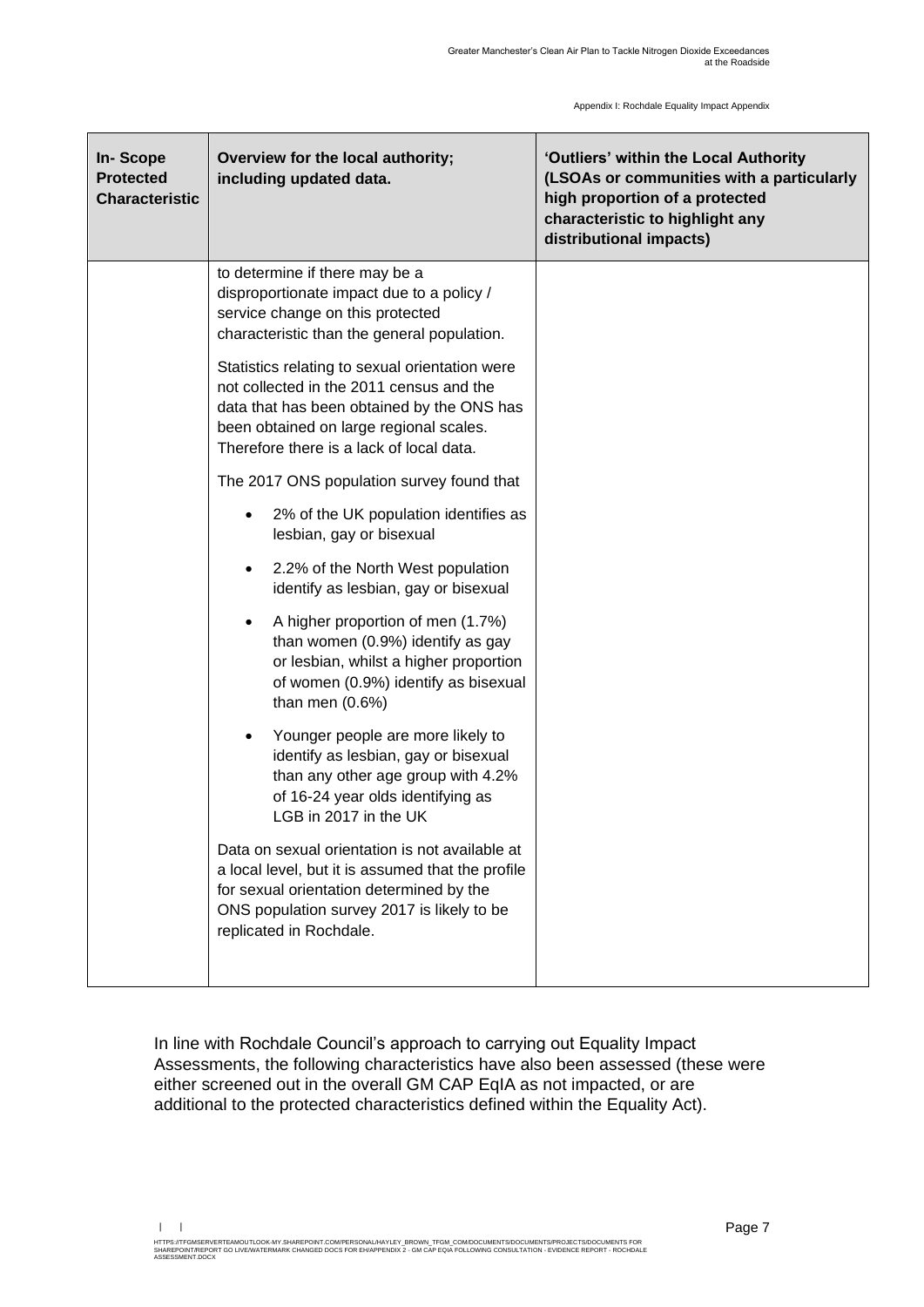| In- Scope Protected Characteristic | Overview for the local authority; including updated data. | 'Outliers' within the Local Authority (LSOAs or communities with a particularly high proportion of a protected characteristic to highlight any distributional impacts) |
|---|---|---|
| | to determine if there may be a disproportionate impact due to a policy / service change on this protected characteristic than the general population.<br><br>Statistics relating to sexual orientation were not collected in the 2011 census and the data that has been obtained by the ONS has been obtained on large regional scales. Therefore there is a lack of local data.<br><br>The 2017 ONS population survey found that<br><br>• 2% of the UK population identifies as lesbian, gay or bisexual<br><br>• 2.2% of the North West population identify as lesbian, gay or bisexual<br><br>• A higher proportion of men (1.7%) than women (0.9%) identify as gay or lesbian, whilst a higher proportion of women (0.9%) identify as bisexual than men (0.6%)<br><br>• Younger people are more likely to identify as lesbian, gay or bisexual than any other age group with 4.2% of 16-24 year olds identifying as LGB in 2017 in the UK<br><br>Data on sexual orientation is not available at a local level, but it is assumed that the profile for sexual orientation determined by the ONS population survey 2017 is likely to be replicated in Rochdale. | |

In line with Rochdale Council's approach to carrying out Equality Impact Assessments, the following characteristics have also been assessed (these were either screened out in the overall GM CAP EqIA as not impacted, or are additional to the protected characteristics defined within the Equality Act).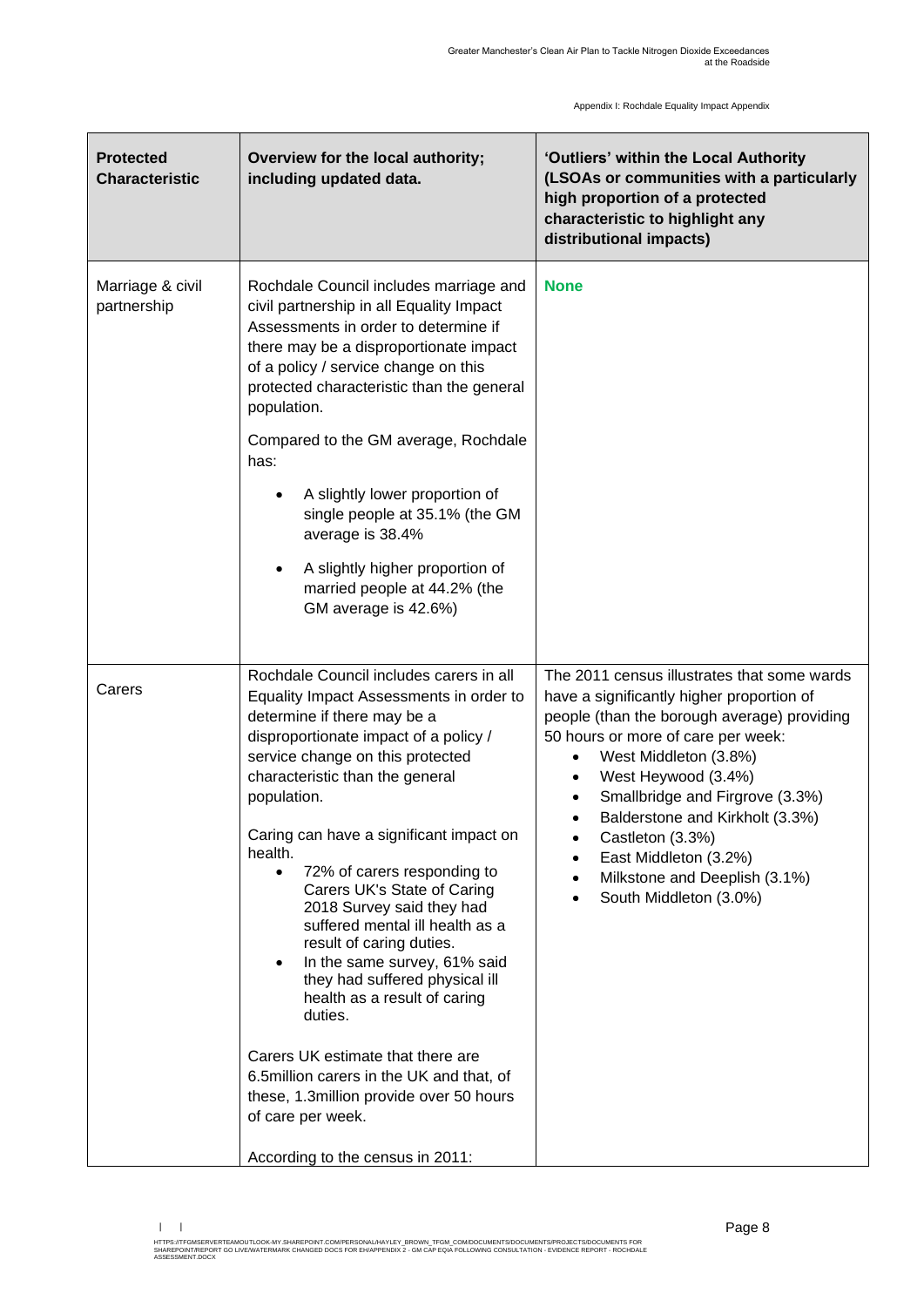| Protected Characteristic | Overview for the local authority; including updated data. | 'Outliers' within the Local Authority (LSOAs or communities with a particularly high proportion of a protected characteristic to highlight any distributional impacts) |
| --- | --- | --- |
| Marriage & civil partnership | Rochdale Council includes marriage and civil partnership in all Equality Impact Assessments in order to determine if there may be a disproportionate impact of a policy / service change on this protected characteristic than the general population.<br><br>Compared to the GM average, Rochdale has:<br><br>• A slightly lower proportion of single people at 35.1% (the GM average is 38.4%<br><br>• A slightly higher proportion of married people at 44.2% (the GM average is 42.6%) | **None** |
| Carers | Rochdale Council includes carers in all Equality Impact Assessments in order to determine if there may be a disproportionate impact of a policy / service change on this protected characteristic than the general population.<br><br>Caring can have a significant impact on health.<br>• 72% of carers responding to Carers UK's State of Caring 2018 Survey said they had suffered mental ill health as a result of caring duties.<br>• In the same survey, 61% said they had suffered physical ill health as a result of caring duties.<br><br>Carers UK estimate that there are 6.5million carers in the UK and that, of these, 1.3million provide over 50 hours of care per week.<br><br>According to the census in 2011: | The 2011 census illustrates that some wards have a significantly higher proportion of people (than the borough average) providing 50 hours or more of care per week:<br>• West Middleton (3.8%)<br>• West Heywood (3.4%)<br>• Smallbridge and Firgrove (3.3%)<br>• Balderstone and Kirkholt (3.3%)<br>• Castleton (3.3%)<br>• East Middleton (3.2%)<br>• Milkstone and Deeplish (3.1%)<br>• South Middleton (3.0%) |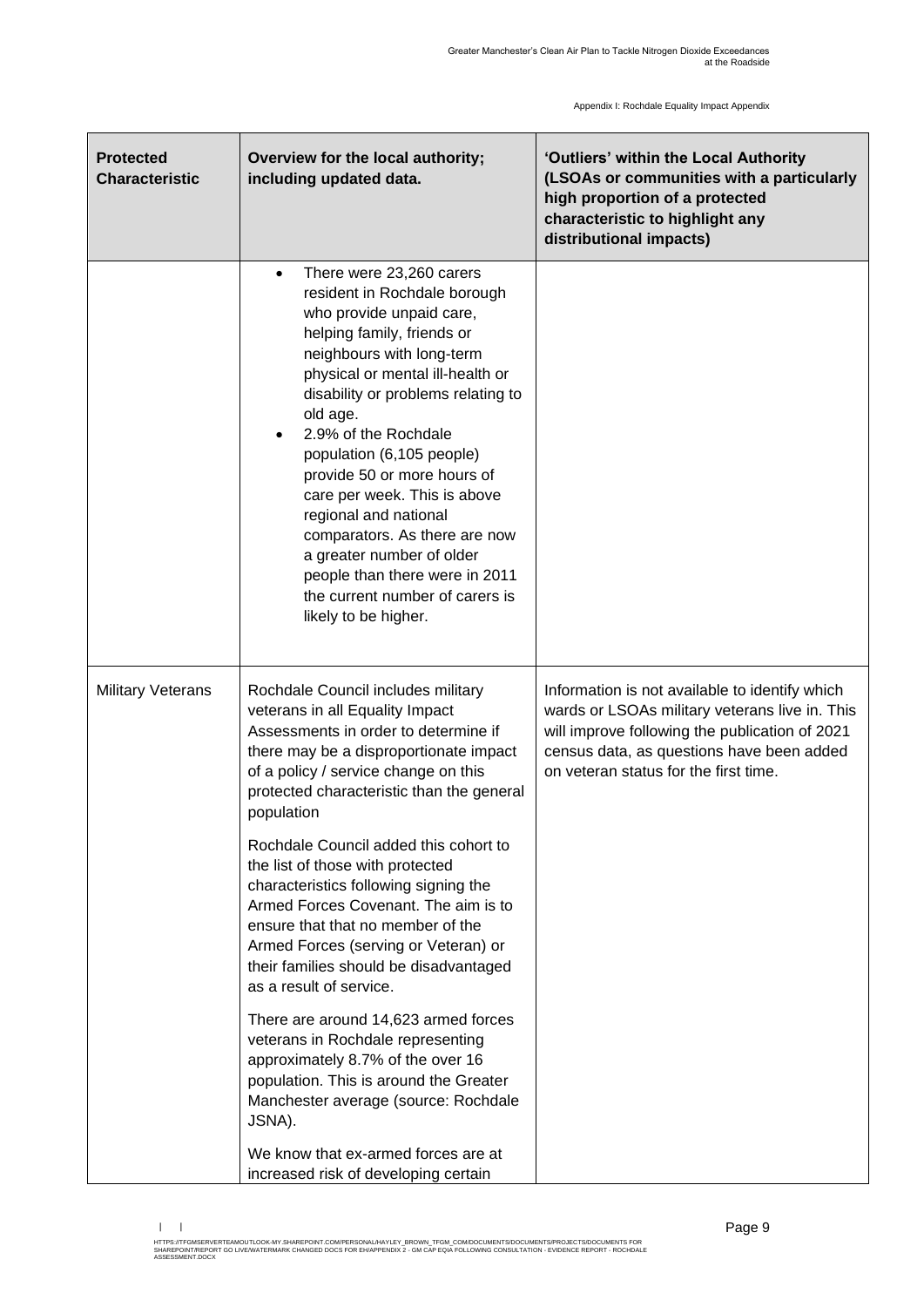| Protected Characteristic | Overview for the local authority; including updated data. | 'Outliers' within the Local Authority (LSOAs or communities with a particularly high proportion of a protected characteristic to highlight any distributional impacts) |
|---|---|---|
| | • There were 23,260 carers resident in Rochdale borough who provide unpaid care, helping family, friends or neighbours with long-term physical or mental ill-health or disability or problems relating to old age.<br>• 2.9% of the Rochdale population (6,105 people) provide 50 or more hours of care per week. This is above regional and national comparators. As there are now a greater number of older people than there were in 2011 the current number of carers is likely to be higher. | |
| Military Veterans | Rochdale Council includes military veterans in all Equality Impact Assessments in order to determine if there may be a disproportionate impact of a policy / service change on this protected characteristic than the general population<br><br>Rochdale Council added this cohort to the list of those with protected characteristics following signing the Armed Forces Covenant. The aim is to ensure that that no member of the Armed Forces (serving or Veteran) or their families should be disadvantaged as a result of service.<br><br>There are around 14,623 armed forces veterans in Rochdale representing approximately 8.7% of the over 16 population. This is around the Greater Manchester average (source: Rochdale JSNA).<br><br>We know that ex-armed forces are at increased risk of developing certain | Information is not available to identify which wards or LSOAs military veterans live in. This will improve following the publication of 2021 census data, as questions have been added on veteran status for the first time. |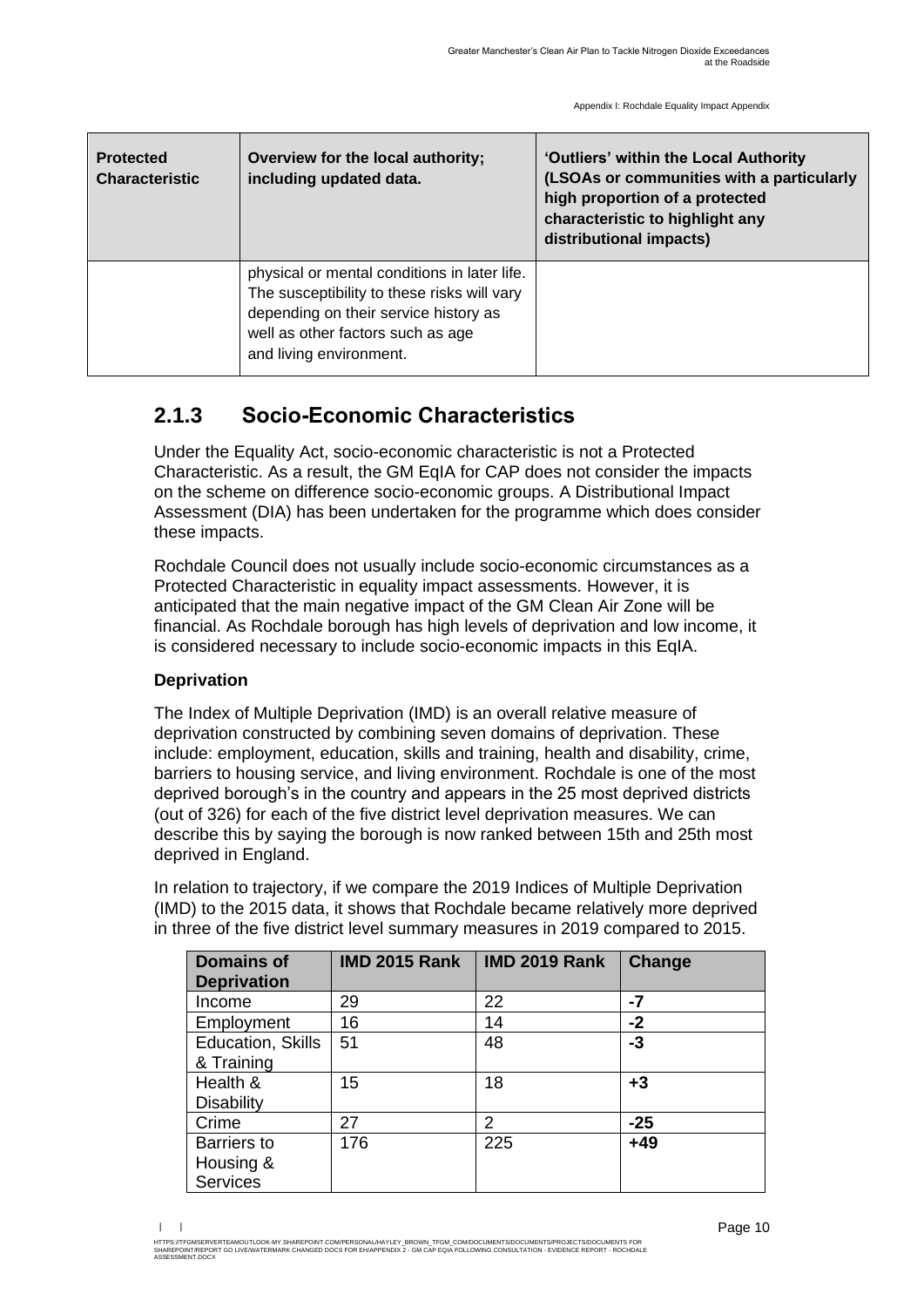| Protected Characteristic | Overview for the local authority; including updated data. | 'Outliers' within the Local Authority (LSOAs or communities with a particularly high proportion of a protected characteristic to highlight any distributional impacts) |
|---|---|---|
| | physical or mental conditions in later life. The susceptibility to these risks will vary depending on their service history as well as other factors such as age and living environment. | |

### 2.1.3 Socio-Economic Characteristics

Under the Equality Act, socio-economic characteristic is not a Protected Characteristic. As a result, the GM EqIA for CAP does not consider the impacts on the scheme on difference socio-economic groups. A Distributional Impact Assessment (DIA) has been undertaken for the programme which does consider these impacts.

Rochdale Council does not usually include socio-economic circumstances as a Protected Characteristic in equality impact assessments. However, it is anticipated that the main negative impact of the GM Clean Air Zone will be financial. As Rochdale borough has high levels of deprivation and low income, it is considered necessary to include socio-economic impacts in this EqIA.

**Deprivation**

The Index of Multiple Deprivation (IMD) is an overall relative measure of deprivation constructed by combining seven domains of deprivation. These include: employment, education, skills and training, health and disability, crime, barriers to housing service, and living environment. Rochdale is one of the most deprived borough's in the country and appears in the 25 most deprived districts (out of 326) for each of the five district level deprivation measures. We can describe this by saying the borough is now ranked between 15th and 25th most deprived in England.

In relation to trajectory, if we compare the 2019 Indices of Multiple Deprivation (IMD) to the 2015 data, it shows that Rochdale became relatively more deprived in three of the five district level summary measures in 2019 compared to 2015.

| Domains of Deprivation | IMD 2015 Rank | IMD 2019 Rank | Change |
|---|---|---|---|
| Income | 29 | 22 | **-7** |
| Employment | 16 | 14 | **-2** |
| Education, Skills & Training | 51 | 48 | **-3** |
| Health & Disability | 15 | 18 | **+3** |
| Crime | 27 | 2 | **-25** |
| Barriers to Housing & Services | 176 | 225 | **+49** |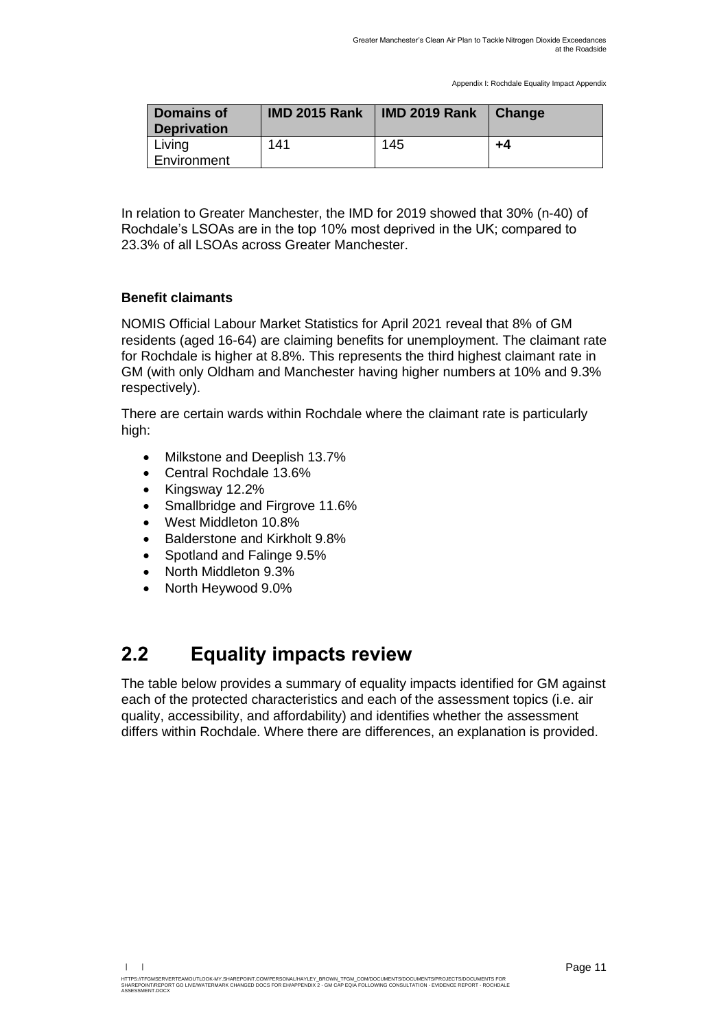| Domains of Deprivation | IMD 2015 Rank | IMD 2019 Rank | Change |
|---|---|---|---|
| Living Environment | 141 | 145 | **+4** |

In relation to Greater Manchester, the IMD for 2019 showed that 30% (n-40) of Rochdale's LSOAs are in the top 10% most deprived in the UK; compared to 23.3% of all LSOAs across Greater Manchester.

**Benefit claimants**

NOMIS Official Labour Market Statistics for April 2021 reveal that 8% of GM residents (aged 16-64) are claiming benefits for unemployment. The claimant rate for Rochdale is higher at 8.8%. This represents the third highest claimant rate in GM (with only Oldham and Manchester having higher numbers at 10% and 9.3% respectively).

There are certain wards within Rochdale where the claimant rate is particularly high:

- Milkstone and Deeplish 13.7%
- Central Rochdale 13.6%
- Kingsway 12.2%
- Smallbridge and Firgrove 11.6%
- West Middleton 10.8%
- Balderstone and Kirkholt 9.8%
- Spotland and Falinge 9.5%
- North Middleton 9.3%
- North Heywood 9.0%

## 2.2 Equality impacts review

The table below provides a summary of equality impacts identified for GM against each of the protected characteristics and each of the assessment topics (i.e. air quality, accessibility, and affordability) and identifies whether the assessment differs within Rochdale. Where there are differences, an explanation is provided.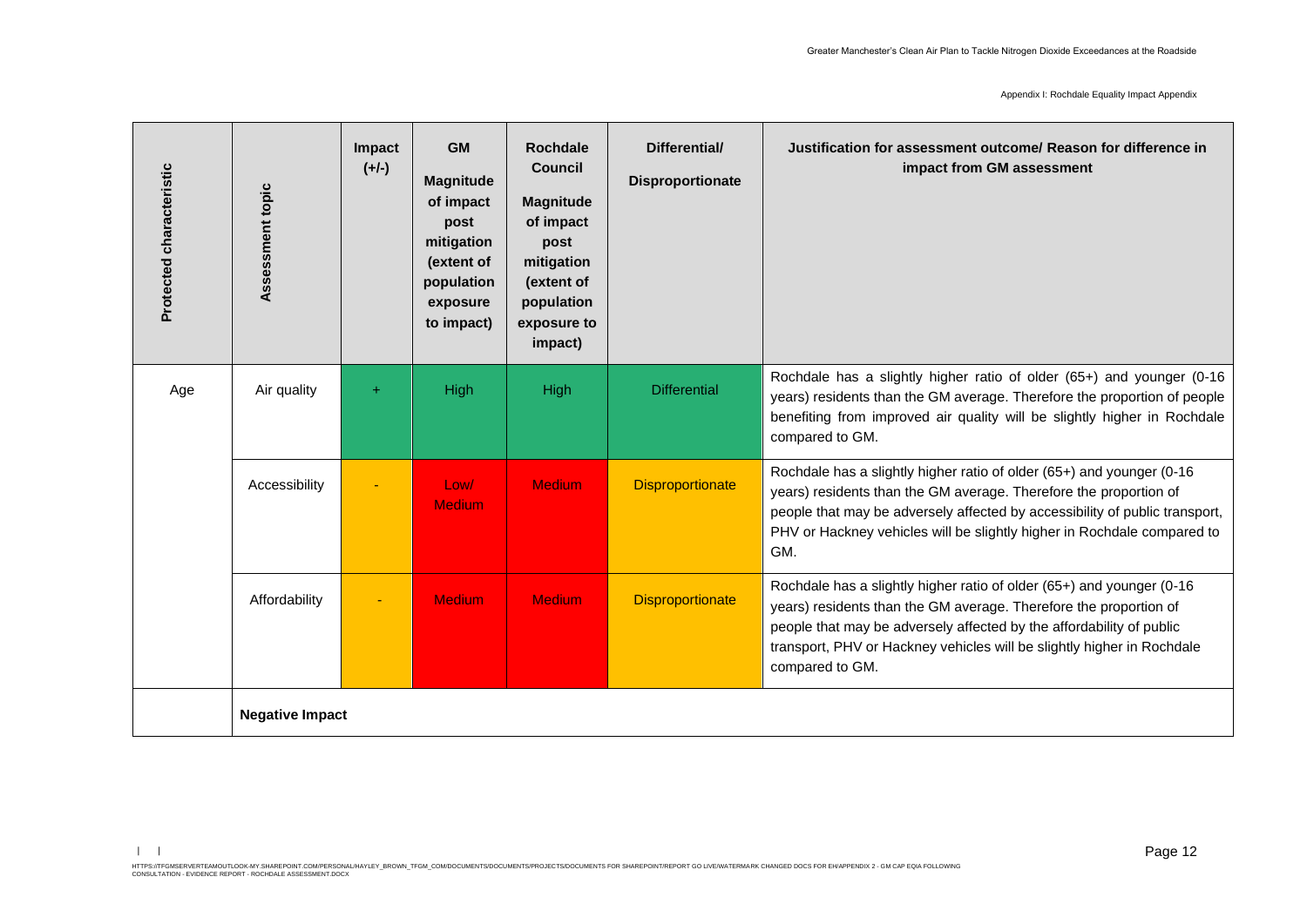| Protected characteristic | Assessment topic | Impact (+/-) | GM Magnitude of impact post mitigation (extent of population exposure to impact) | Rochdale Council Magnitude of impact post mitigation (extent of population exposure to impact) | Differential/ Disproportionate | Justification for assessment outcome/ Reason for difference in impact from GM assessment |
|---|---|---|---|---|---|---|
| Age | Air quality | + | High | High | Differential | Rochdale has a slightly higher ratio of older (65+) and younger (0-16 years) residents than the GM average. Therefore the proportion of people benefiting from improved air quality will be slightly higher in Rochdale compared to GM. |
| | Accessibility | - | Low/ Medium | Medium | Disproportionate | Rochdale has a slightly higher ratio of older (65+) and younger (0-16 years) residents than the GM average. Therefore the proportion of people that may be adversely affected by accessibility of public transport, PHV or Hackney vehicles will be slightly higher in Rochdale compared to GM. |
| | Affordability | - | Medium | Medium | Disproportionate | Rochdale has a slightly higher ratio of older (65+) and younger (0-16 years) residents than the GM average. Therefore the proportion of people that may be adversely affected by the affordability of public transport, PHV or Hackney vehicles will be slightly higher in Rochdale compared to GM. |
| | **Negative Impact** | | | | | |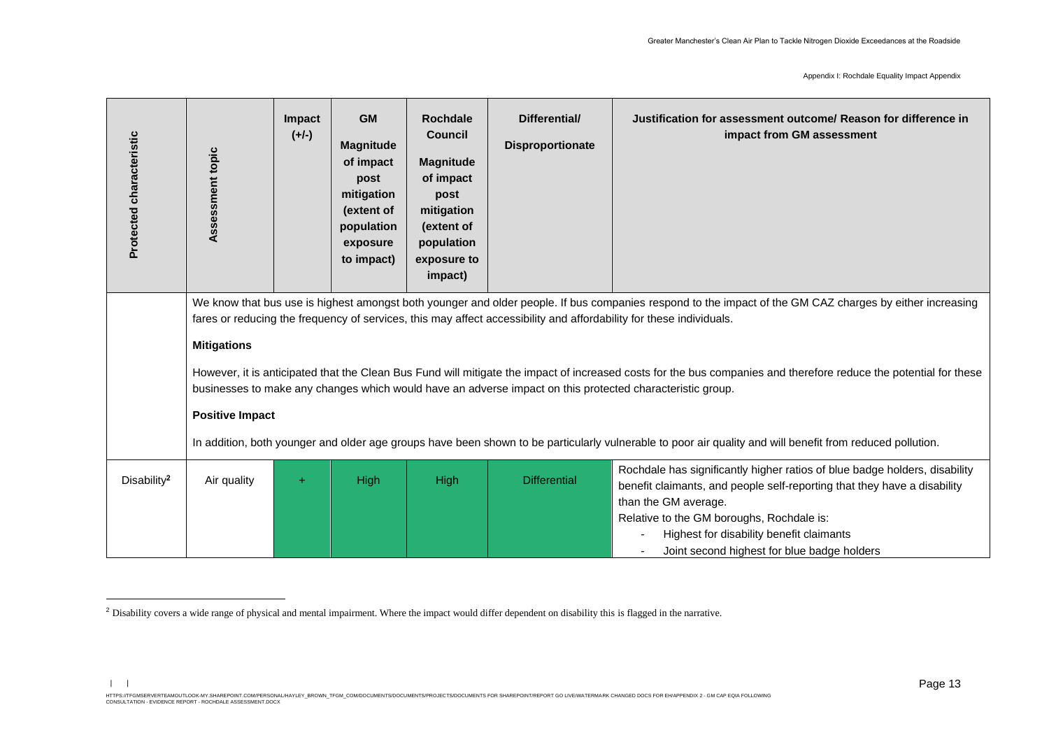| Protected characteristic | Assessment topic | Impact (+/-) | GM Magnitude of impact post mitigation (extent of population exposure to impact) | Rochdale Council Magnitude of impact post mitigation (extent of population exposure to impact) | Differential/ Disproportionate | Justification for assessment outcome/ Reason for difference in impact from GM assessment |
|---|---|---|---|---|---|---|
| | We know that bus use is highest amongst both younger and older people. If bus companies respond to the impact of the GM CAZ charges by either increasing fares or reducing the frequency of services, this may affect accessibility and affordability for these individuals. **Mitigations** However, it is anticipated that the Clean Bus Fund will mitigate the impact of increased costs for the bus companies and therefore reduce the potential for these businesses to make any changes which would have an adverse impact on this protected characteristic group. **Positive Impact** In addition, both younger and older age groups have been shown to be particularly vulnerable to poor air quality and will benefit from reduced pollution. | | | | | |
| Disability[2] | Air quality | + | High | High | Differential | Rochdale has significantly higher ratios of blue badge holders, disability benefit claimants, and people self-reporting that they have a disability than the GM average. Relative to the GM boroughs, Rochdale is: - Highest for disability benefit claimants - Joint second highest for blue badge holders |

[2] Disability covers a wide range of physical and mental impairment. Where the impact would differ dependent on disability this is flagged in the narrative.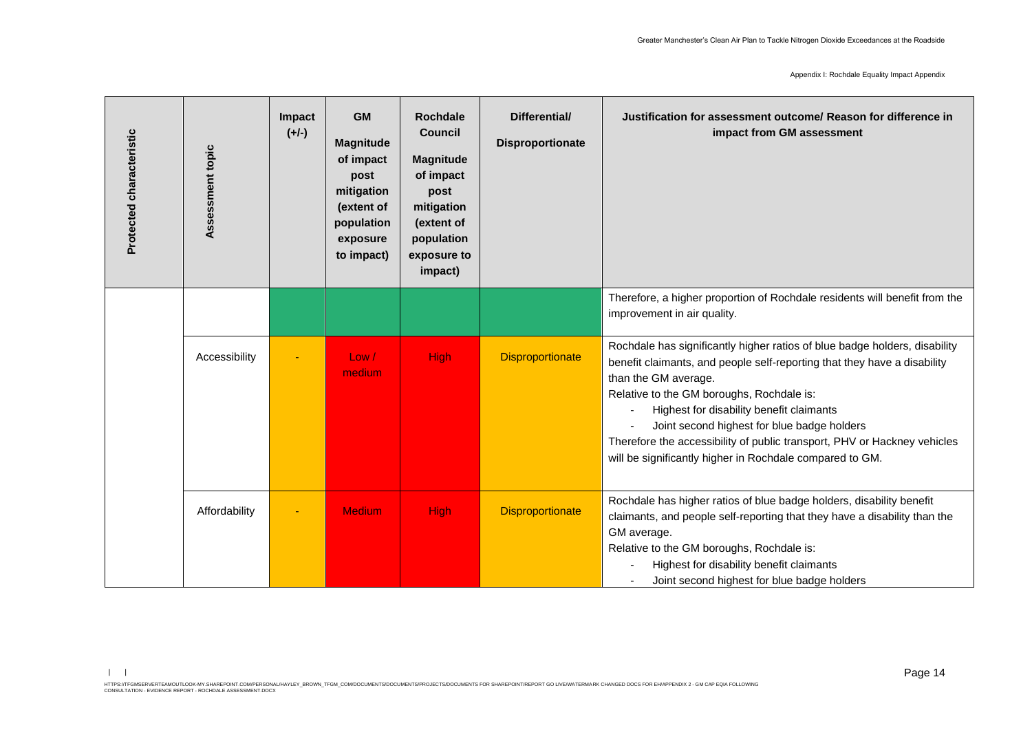| Protected characteristic | Assessment topic | Impact (+/-) | GM Magnitude of impact post mitigation (extent of population exposure to impact) | Rochdale Council Magnitude of impact post mitigation (extent of population exposure to impact) | Differential/ Disproportionate | Justification for assessment outcome/ Reason for difference in impact from GM assessment |
|---|---|---|---|---|---|---|
| | | | | | | Therefore, a higher proportion of Rochdale residents will benefit from the improvement in air quality. |
| | Accessibility | - | Low / medium | High | Disproportionate | Rochdale has significantly higher ratios of blue badge holders, disability benefit claimants, and people self-reporting that they have a disability than the GM average.<br>Relative to the GM boroughs, Rochdale is:<br>- Highest for disability benefit claimants<br>- Joint second highest for blue badge holders<br>Therefore the accessibility of public transport, PHV or Hackney vehicles will be significantly higher in Rochdale compared to GM. |
| | Affordability | - | Medium | High | Disproportionate | Rochdale has higher ratios of blue badge holders, disability benefit claimants, and people self-reporting that they have a disability than the GM average.<br>Relative to the GM boroughs, Rochdale is:<br>- Highest for disability benefit claimants<br>- Joint second highest for blue badge holders |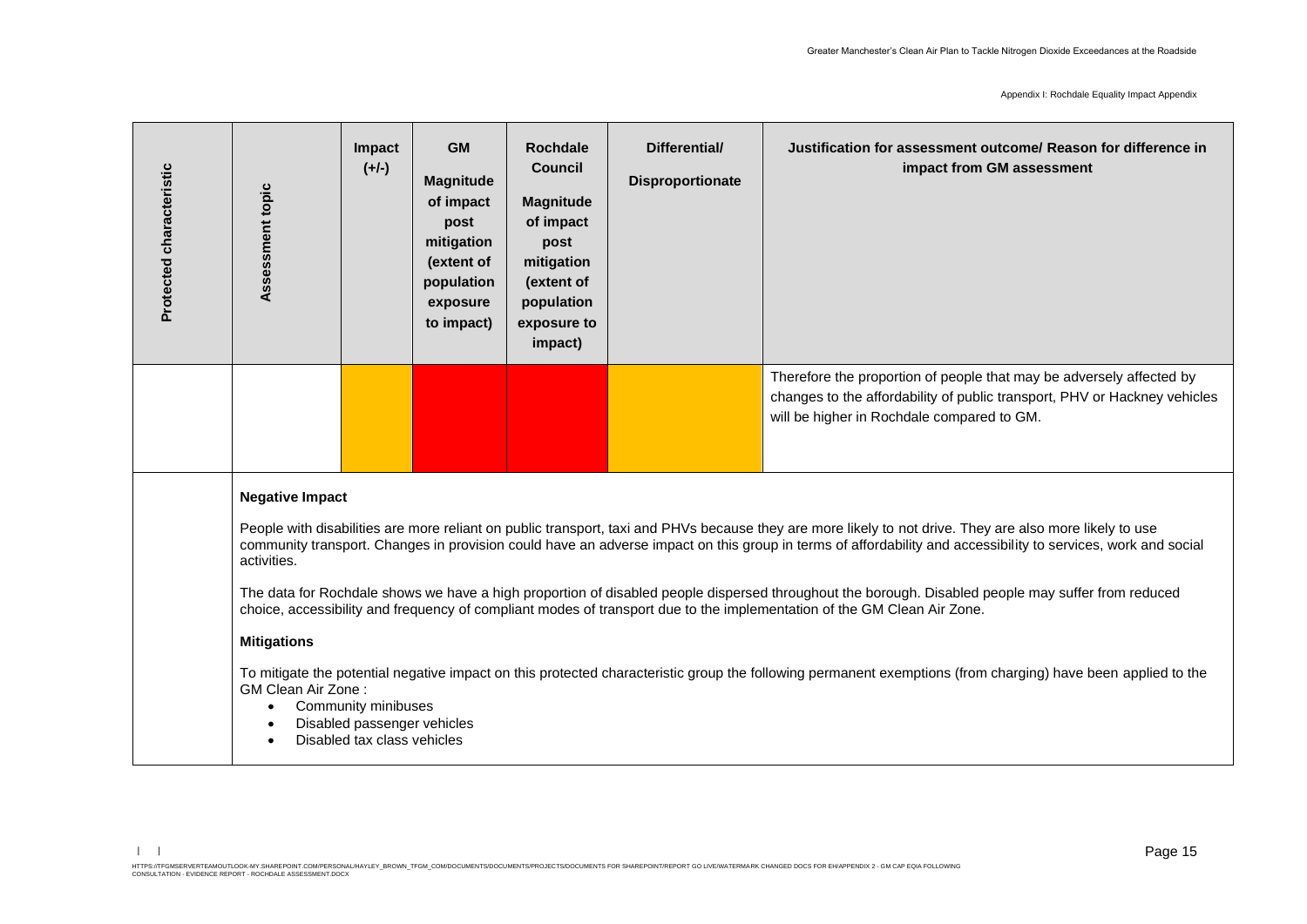| Protected characteristic | Assessment topic | Impact (+/-) | GM Magnitude of impact post mitigation (extent of population exposure to impact) | Rochdale Council Magnitude of impact post mitigation (extent of population exposure to impact) | Differential/ Disproportionate | Justification for assessment outcome/ Reason for difference in impact from GM assessment |
|---|---|---|---|---|---|---|
| | | | | | | Therefore the proportion of people that may be adversely affected by changes to the affordability of public transport, PHV or Hackney vehicles will be higher in Rochdale compared to GM. |

**Negative Impact**

People with disabilities are more reliant on public transport, taxi and PHVs because they are more likely to not drive. They are also more likely to use community transport. Changes in provision could have an adverse impact on this group in terms of affordability and accessibility to services, work and social activities.

The data for Rochdale shows we have a high proportion of disabled people dispersed throughout the borough. Disabled people may suffer from reduced choice, accessibility and frequency of compliant modes of transport due to the implementation of the GM Clean Air Zone.

**Mitigations**

To mitigate the potential negative impact on this protected characteristic group the following permanent exemptions (from charging) have been applied to the GM Clean Air Zone :

- Community minibuses
- Disabled passenger vehicles
- Disabled tax class vehicles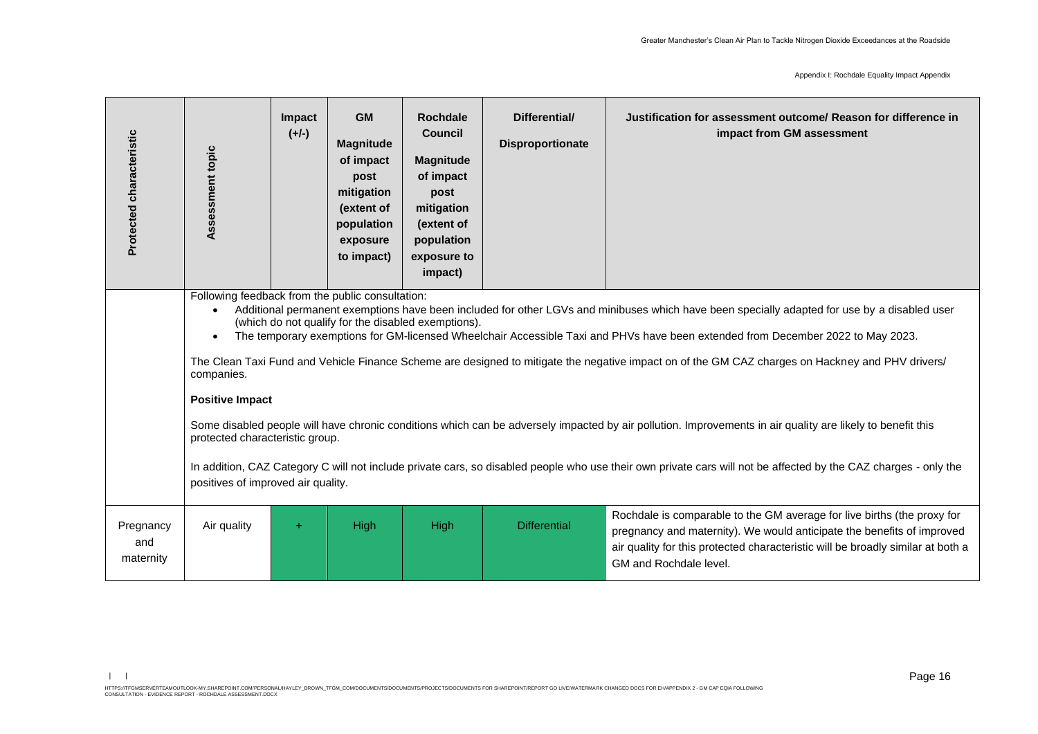| Protected characteristic | Assessment topic | Impact (+/-) | GM Magnitude of impact post mitigation (extent of population exposure to impact) | Rochdale Council Magnitude of impact post mitigation (extent of population exposure to impact) | Differential/ Disproportionate | Justification for assessment outcome/ Reason for difference in impact from GM assessment |
|---|---|---|---|---|---|---|
| | Following feedback from the public consultation:<br>• Additional permanent exemptions have been included for other LGVs and minibuses which have been specially adapted for use by a disabled user (which do not qualify for the disabled exemptions).<br>• The temporary exemptions for GM-licensed Wheelchair Accessible Taxi and PHVs have been extended from December 2022 to May 2023.<br><br>The Clean Taxi Fund and Vehicle Finance Scheme are designed to mitigate the negative impact on of the GM CAZ charges on Hackney and PHV drivers/ companies.<br><br>**Positive Impact**<br><br>Some disabled people will have chronic conditions which can be adversely impacted by air pollution. Improvements in air quality are likely to benefit this protected characteristic group.<br><br>In addition, CAZ Category C will not include private cars, so disabled people who use their own private cars will not be affected by the CAZ charges - only the positives of improved air quality. | | | | | |
| Pregnancy and maternity | Air quality | + | High | High | Differential | Rochdale is comparable to the GM average for live births (the proxy for pregnancy and maternity). We would anticipate the benefits of improved air quality for this protected characteristic will be broadly similar at both a GM and Rochdale level. |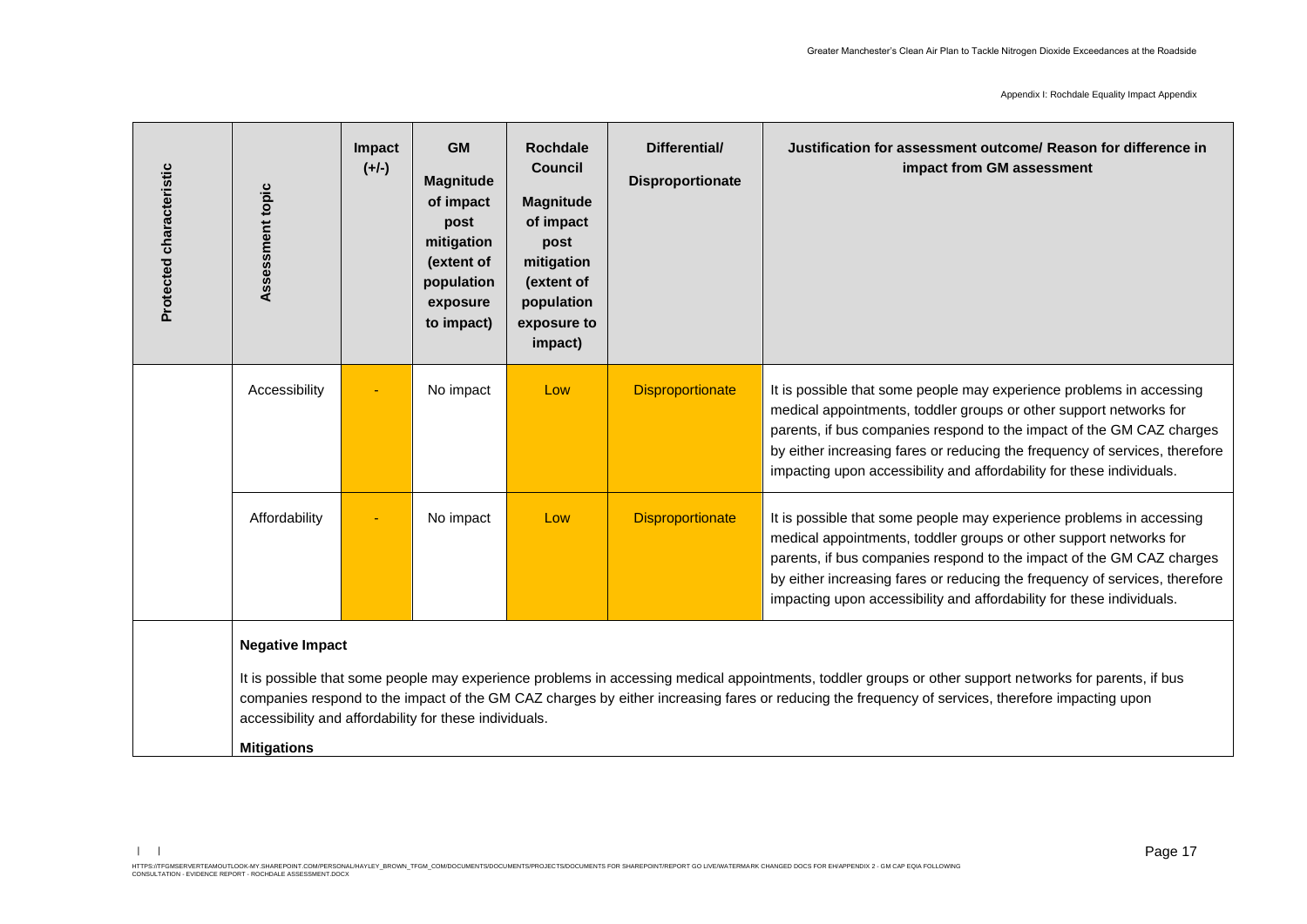| Protected characteristic | Assessment topic | Impact (+/-) | GM Magnitude of impact post mitigation (extent of population exposure to impact) | Rochdale Council Magnitude of impact post mitigation (extent of population exposure to impact) | Differential/ Disproportionate | Justification for assessment outcome/ Reason for difference in impact from GM assessment |
|---|---|---|---|---|---|---|
| | Accessibility | - | No impact | Low | Disproportionate | It is possible that some people may experience problems in accessing medical appointments, toddler groups or other support networks for parents, if bus companies respond to the impact of the GM CAZ charges by either increasing fares or reducing the frequency of services, therefore impacting upon accessibility and affordability for these individuals. |
| | Affordability | - | No impact | Low | Disproportionate | It is possible that some people may experience problems in accessing medical appointments, toddler groups or other support networks for parents, if bus companies respond to the impact of the GM CAZ charges by either increasing fares or reducing the frequency of services, therefore impacting upon accessibility and affordability for these individuals. |

**Negative Impact**

It is possible that some people may experience problems in accessing medical appointments, toddler groups or other support networks for parents, if bus companies respond to the impact of the GM CAZ charges by either increasing fares or reducing the frequency of services, therefore impacting upon accessibility and affordability for these individuals.

**Mitigations**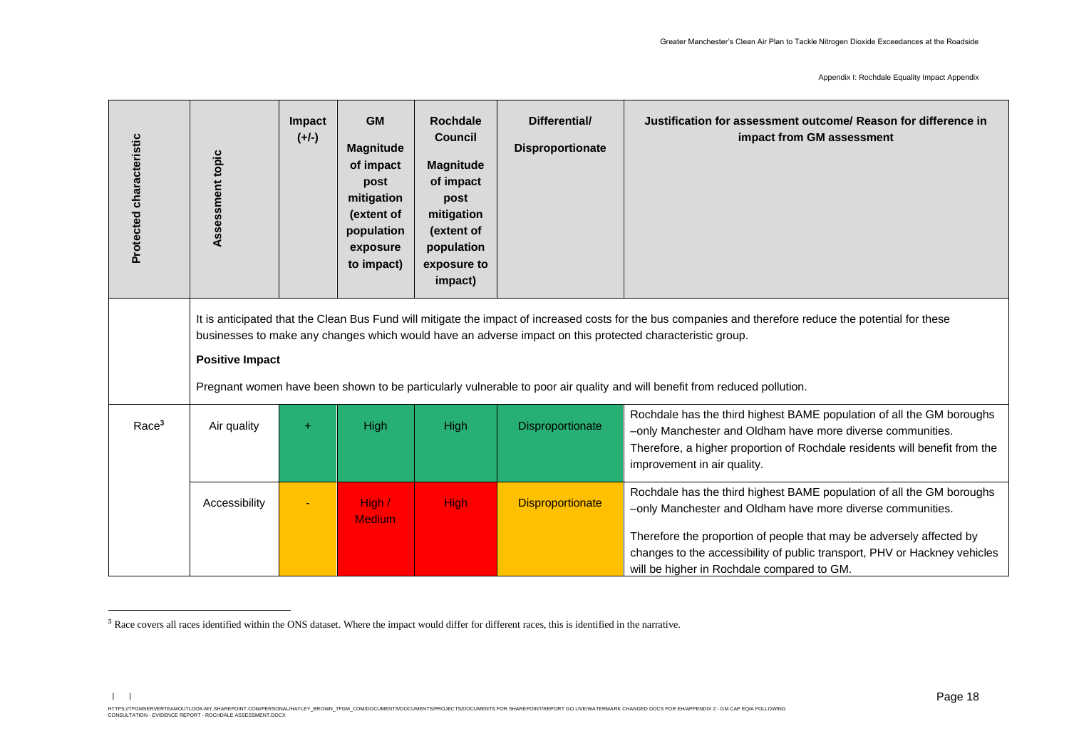| Protected characteristic | Assessment topic | Impact (+/-) | GM Magnitude of impact post mitigation (extent of population exposure to impact) | Rochdale Council Magnitude of impact post mitigation (extent of population exposure to impact) | Differential/ Disproportionate | Justification for assessment outcome/ Reason for difference in impact from GM assessment |
|---|---|---|---|---|---|---|
| | It is anticipated that the Clean Bus Fund will mitigate the impact of increased costs for the bus companies and therefore reduce the potential for these businesses to make any changes which would have an adverse impact on this protected characteristic group. **Positive Impact** Pregnant women have been shown to be particularly vulnerable to poor air quality and will benefit from reduced pollution. | | | | | |
| Race[3] | Air quality | + | High | High | Disproportionate | Rochdale has the third highest BAME population of all the GM boroughs –only Manchester and Oldham have more diverse communities. Therefore, a higher proportion of Rochdale residents will benefit from the improvement in air quality. |
| | Accessibility | - | High / Medium | High | Disproportionate | Rochdale has the third highest BAME population of all the GM boroughs –only Manchester and Oldham have more diverse communities. Therefore the proportion of people that may be adversely affected by changes to the accessibility of public transport, PHV or Hackney vehicles will be higher in Rochdale compared to GM. |

[3] Race covers all races identified within the ONS dataset. Where the impact would differ for different races, this is identified in the narrative.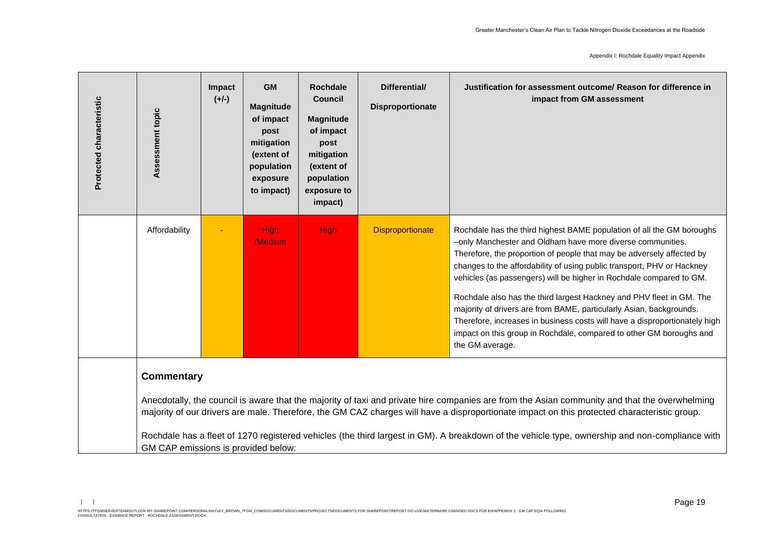| Protected characteristic | Assessment topic | Impact (+/-) | GM Magnitude of impact post mitigation (extent of population exposure to impact) | Rochdale Council Magnitude of impact post mitigation (extent of population exposure to impact) | Differential/ Disproportionate | Justification for assessment outcome/ Reason for difference in impact from GM assessment |
|---|---|---|---|---|---|---|
| | Affordability | - | High /Medium | High | Disproportionate | Rochdale has the third highest BAME population of all the GM boroughs –only Manchester and Oldham have more diverse communities. Therefore, the proportion of people that may be adversely affected by changes to the affordability of using public transport, PHV or Hackney vehicles (as passengers) will be higher in Rochdale compared to GM.<br><br>Rochdale also has the third largest Hackney and PHV fleet in GM. The majority of drivers are from BAME, particularly Asian, backgrounds. Therefore, increases in business costs will have a disproportionately high impact on this group in Rochdale, compared to other GM boroughs and the GM average. |

**Commentary**

Anecdotally, the council is aware that the majority of taxi and private hire companies are from the Asian community and that the overwhelming majority of our drivers are male. Therefore, the GM CAZ charges will have a disproportionate impact on this protected characteristic group.

Rochdale has a fleet of 1270 registered vehicles (the third largest in GM). A breakdown of the vehicle type, ownership and non-compliance with GM CAP emissions is provided below: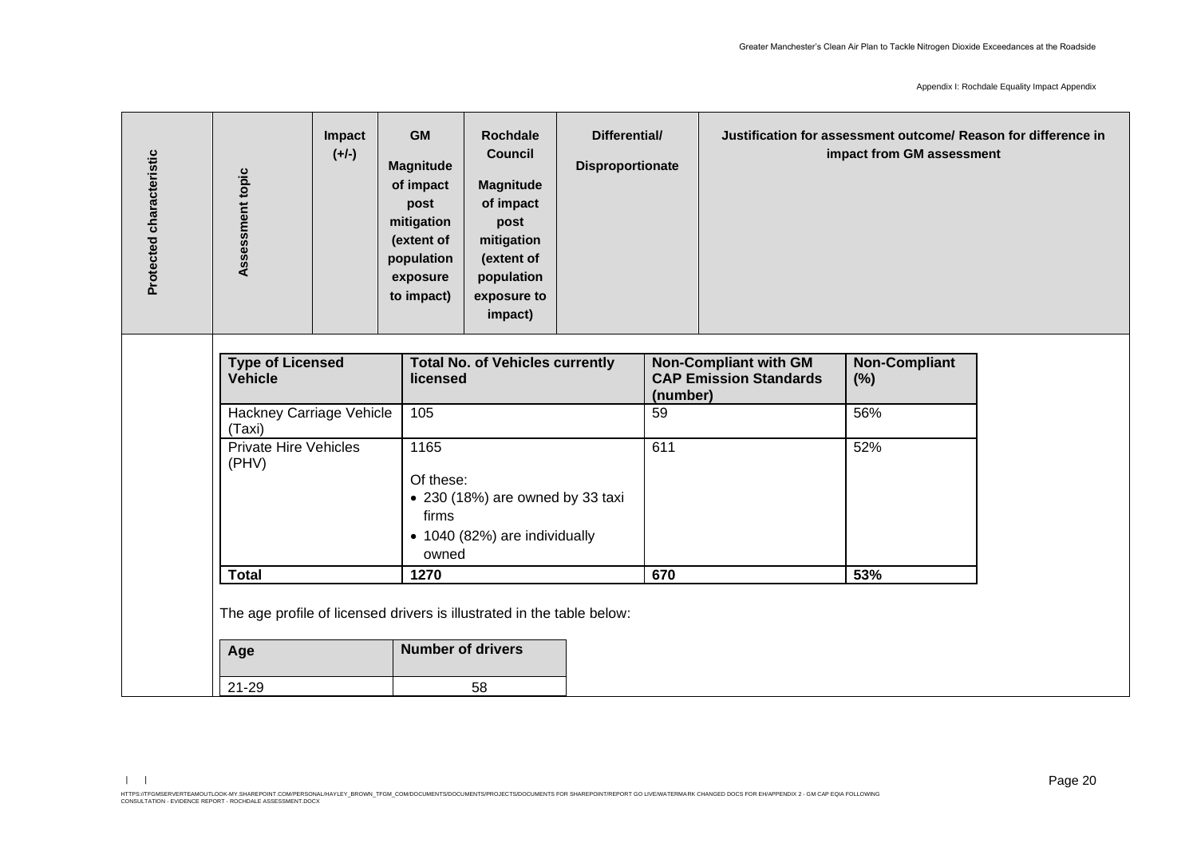| Protected characteristic | Assessment topic | Impact (+/-) | GM Magnitude of impact post mitigation (extent of population exposure to impact) | Rochdale Council Magnitude of impact post mitigation (extent of population exposure to impact) | Differential/ Disproportionate | Justification for assessment outcome/ Reason for difference in impact from GM assessment |
|---|---|---|---|---|---|---|

| Type of Licensed Vehicle | Total No. of Vehicles currently licensed | Non-Compliant with GM CAP Emission Standards (number) | Non-Compliant (%) |
|---|---|---|---|
| Hackney Carriage Vehicle (Taxi) | 105 | 59 | 56% |
| Private Hire Vehicles (PHV) | 1165<br><br>Of these:<br>• 230 (18%) are owned by 33 taxi firms<br>• 1040 (82%) are individually owned | 611 | 52% |
| **Total** | **1270** | **670** | **53%** |

The age profile of licensed drivers is illustrated in the table below:

| Age | Number of drivers |
|---|---|
| 21-29 | 58 |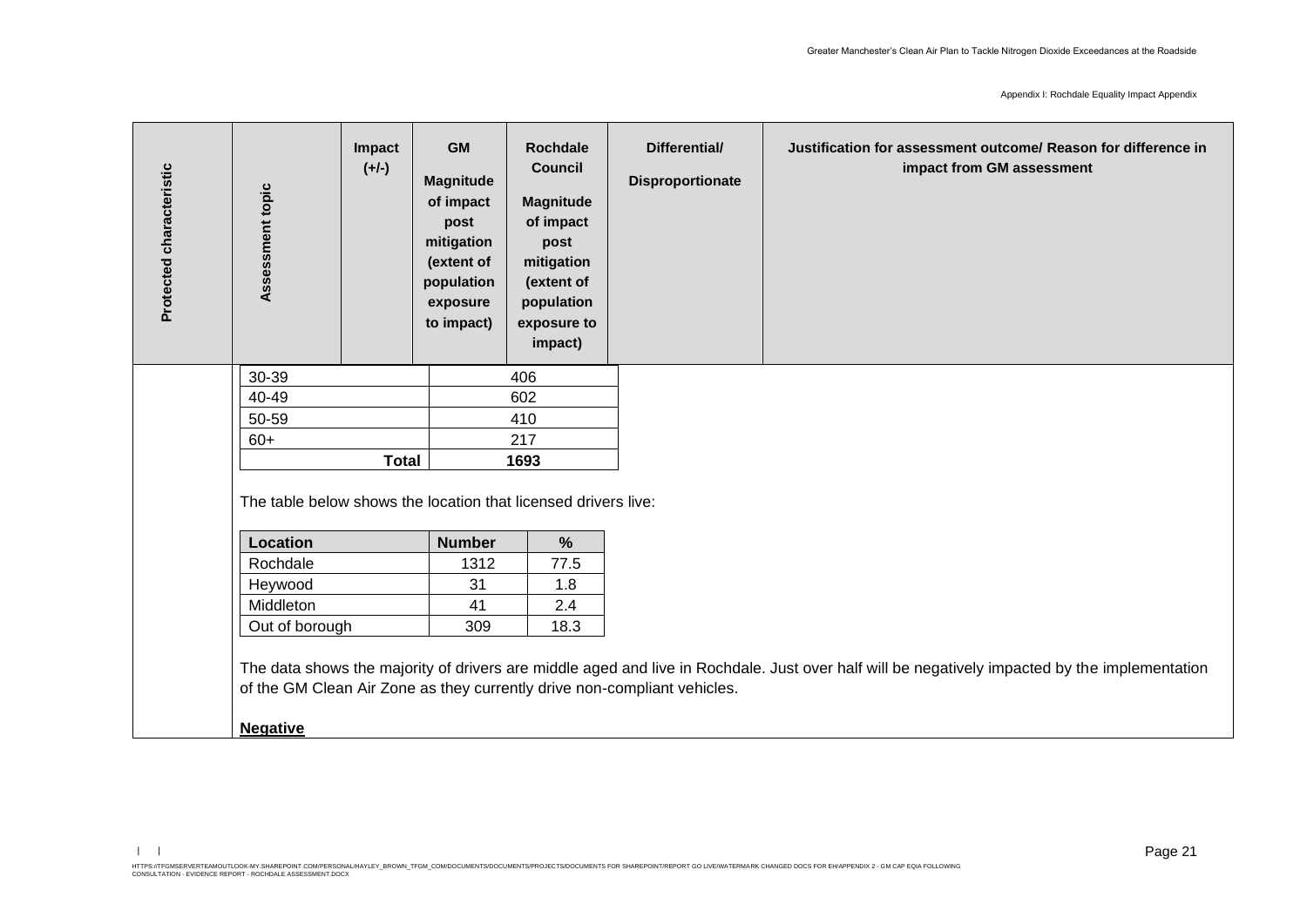| Protected characteristic | Assessment topic | Impact (+/-) | GM Magnitude of impact post mitigation (extent of population exposure to impact) | Rochdale Council Magnitude of impact post mitigation (extent of population exposure to impact) | Differential/ Disproportionate | Justification for assessment outcome/ Reason for difference in impact from GM assessment |
|---|---|---|---|---|---|---|

| | |
|---|---|
| 30-39 | 406 |
| 40-49 | 602 |
| 50-59 | 410 |
| 60+ | 217 |
| **Total** | **1693** |

The table below shows the location that licensed drivers live:

| Location | Number | % |
|---|---|---|
| Rochdale | 1312 | 77.5 |
| Heywood | 31 | 1.8 |
| Middleton | 41 | 2.4 |
| Out of borough | 309 | 18.3 |

The data shows the majority of drivers are middle aged and live in Rochdale. Just over half will be negatively impacted by the implementation of the GM Clean Air Zone as they currently drive non-compliant vehicles.

**Negative**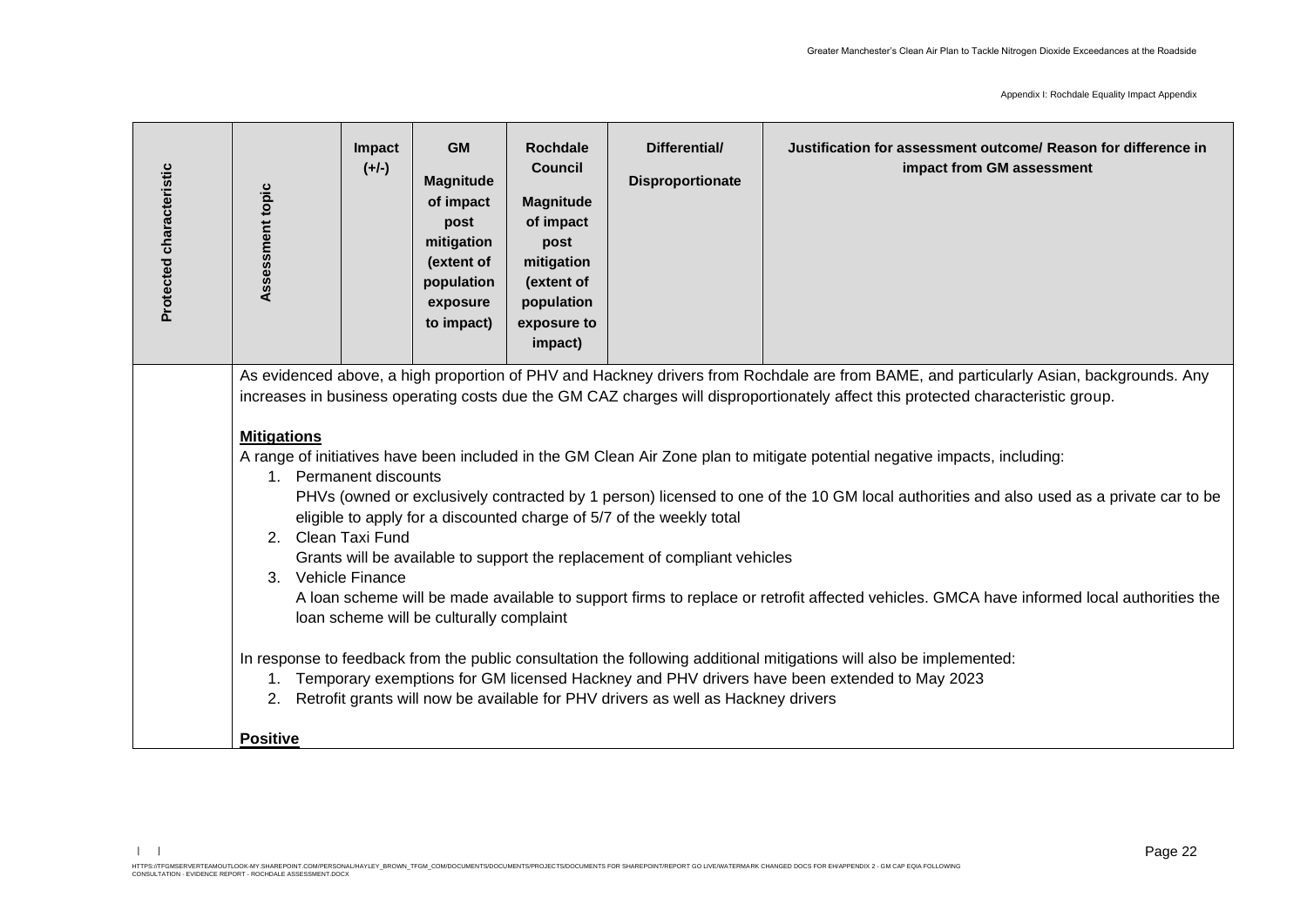| Protected characteristic | Assessment topic | Impact (+/-) | GM Magnitude of impact post mitigation (extent of population exposure to impact) | Rochdale Council Magnitude of impact post mitigation (extent of population exposure to impact) | Differential/ Disproportionate | Justification for assessment outcome/ Reason for difference in impact from GM assessment |
|---|---|---|---|---|---|---|
| | As evidenced above, a high proportion of PHV and Hackney drivers from Rochdale are from BAME, and particularly Asian, backgrounds. Any increases in business operating costs due the GM CAZ charges will disproportionately affect this protected characteristic group.<br><br>**Mitigations**<br>A range of initiatives have been included in the GM Clean Air Zone plan to mitigate potential negative impacts, including:<br>1. Permanent discounts<br>PHVs (owned or exclusively contracted by 1 person) licensed to one of the 10 GM local authorities and also used as a private car to be eligible to apply for a discounted charge of 5/7 of the weekly total<br>2. Clean Taxi Fund<br>Grants will be available to support the replacement of compliant vehicles<br>3. Vehicle Finance<br>A loan scheme will be made available to support firms to replace or retrofit affected vehicles. GMCA have informed local authorities the loan scheme will be culturally complaint<br><br>In response to feedback from the public consultation the following additional mitigations will also be implemented:<br>1. Temporary exemptions for GM licensed Hackney and PHV drivers have been extended to May 2023<br>2. Retrofit grants will now be available for PHV drivers as well as Hackney drivers<br><br>**Positive** | | | | | |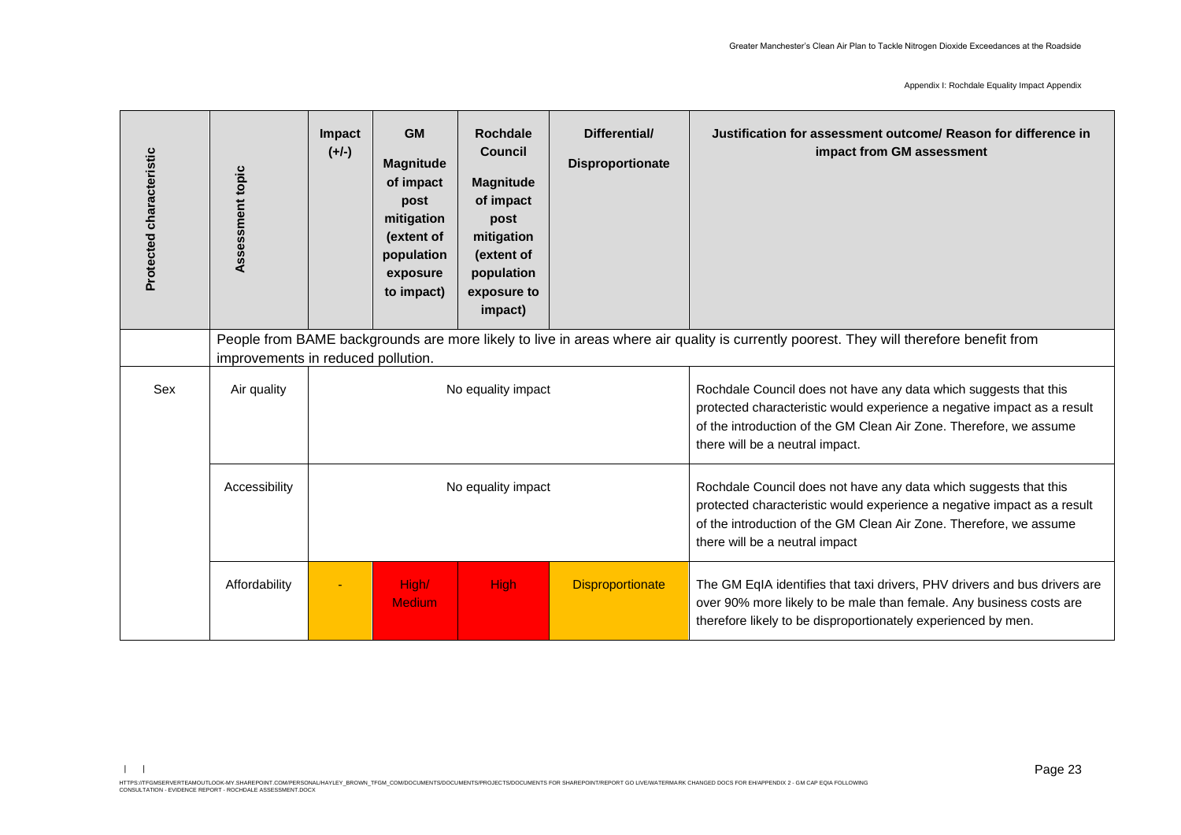| Protected characteristic | Assessment topic | Impact (+/-) | GM Magnitude of impact post mitigation (extent of population exposure to impact) | Rochdale Council Magnitude of impact post mitigation (extent of population exposure to impact) | Differential/ Disproportionate | Justification for assessment outcome/ Reason for difference in impact from GM assessment |
|---|---|---|---|---|---|---|
| | People from BAME backgrounds are more likely to live in areas where air quality is currently poorest. They will therefore benefit from improvements in reduced pollution. | | | | | |
| Sex | Air quality | No equality impact | | | | Rochdale Council does not have any data which suggests that this protected characteristic would experience a negative impact as a result of the introduction of the GM Clean Air Zone. Therefore, we assume there will be a neutral impact. |
| | Accessibility | No equality impact | | | | Rochdale Council does not have any data which suggests that this protected characteristic would experience a negative impact as a result of the introduction of the GM Clean Air Zone. Therefore, we assume there will be a neutral impact |
| | Affordability | - | High/ Medium | High | Disproportionate | The GM EqIA identifies that taxi drivers, PHV drivers and bus drivers are over 90% more likely to be male than female. Any business costs are therefore likely to be disproportionately experienced by men. |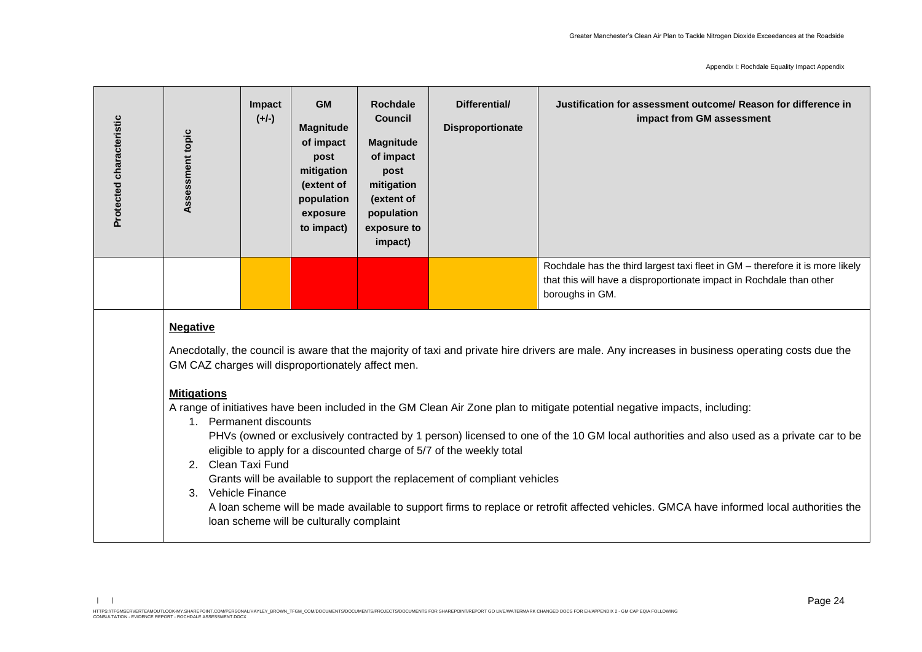| Protected characteristic | Assessment topic | Impact (+/-) | GM Magnitude of impact post mitigation (extent of population exposure to impact) | Rochdale Council Magnitude of impact post mitigation (extent of population exposure to impact) | Differential/ Disproportionate | Justification for assessment outcome/ Reason for difference in impact from GM assessment |
|---|---|---|---|---|---|---|
| | | | | | | Rochdale has the third largest taxi fleet in GM – therefore it is more likely that this will have a disproportionate impact in Rochdale than other boroughs in GM. |

**Negative**

Anecdotally, the council is aware that the majority of taxi and private hire drivers are male. Any increases in business operating costs due the GM CAZ charges will disproportionately affect men.

**Mitigations**

A range of initiatives have been included in the GM Clean Air Zone plan to mitigate potential negative impacts, including:

1. Permanent discounts
   PHVs (owned or exclusively contracted by 1 person) licensed to one of the 10 GM local authorities and also used as a private car to be eligible to apply for a discounted charge of 5/7 of the weekly total
2. Clean Taxi Fund
   Grants will be available to support the replacement of compliant vehicles
3. Vehicle Finance
   A loan scheme will be made available to support firms to replace or retrofit affected vehicles. GMCA have informed local authorities the loan scheme will be culturally complaint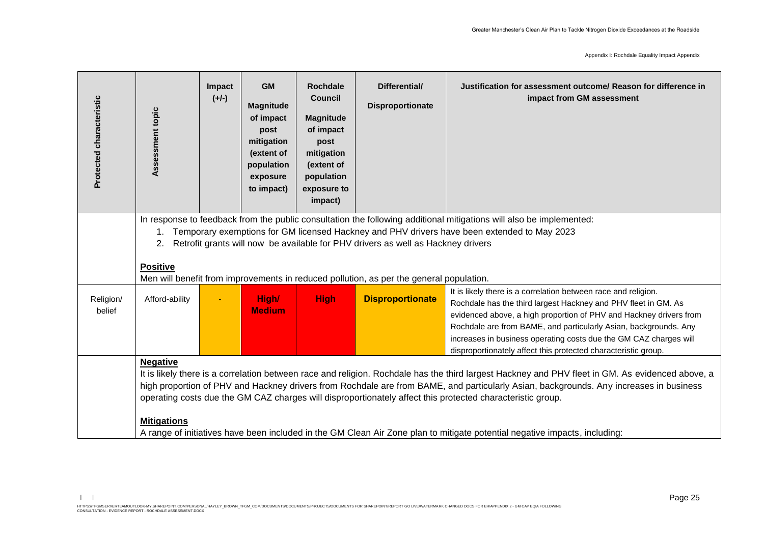| Protected characteristic | Assessment topic | Impact (+/-) | GM Magnitude of impact post mitigation (extent of population exposure to impact) | Rochdale Council Magnitude of impact post mitigation (extent of population exposure to impact) | Differential/ Disproportionate | Justification for assessment outcome/ Reason for difference in impact from GM assessment |
|---|---|---|---|---|---|---|
| | In response to feedback from the public consultation the following additional mitigations will also be implemented:<br>1. Temporary exemptions for GM licensed Hackney and PHV drivers have been extended to May 2023<br>2. Retrofit grants will now be available for PHV drivers as well as Hackney drivers<br><br>**Positive**<br>Men will benefit from improvements in reduced pollution, as per the general population. | | | | | |
| Religion/ belief | Afford-ability | - | High/ Medium | High | Disproportionate | It is likely there is a correlation between race and religion. Rochdale has the third largest Hackney and PHV fleet in GM. As evidenced above, a high proportion of PHV and Hackney drivers from Rochdale are from BAME, and particularly Asian, backgrounds. Any increases in business operating costs due the GM CAZ charges will disproportionately affect this protected characteristic group. |
| | **Negative**<br>It is likely there is a correlation between race and religion. Rochdale has the third largest Hackney and PHV fleet in GM. As evidenced above, a high proportion of PHV and Hackney drivers from Rochdale are from BAME, and particularly Asian, backgrounds. Any increases in business operating costs due the GM CAZ charges will disproportionately affect this protected characteristic group.<br><br>**Mitigations**<br>A range of initiatives have been included in the GM Clean Air Zone plan to mitigate potential negative impacts, including: | | | | | |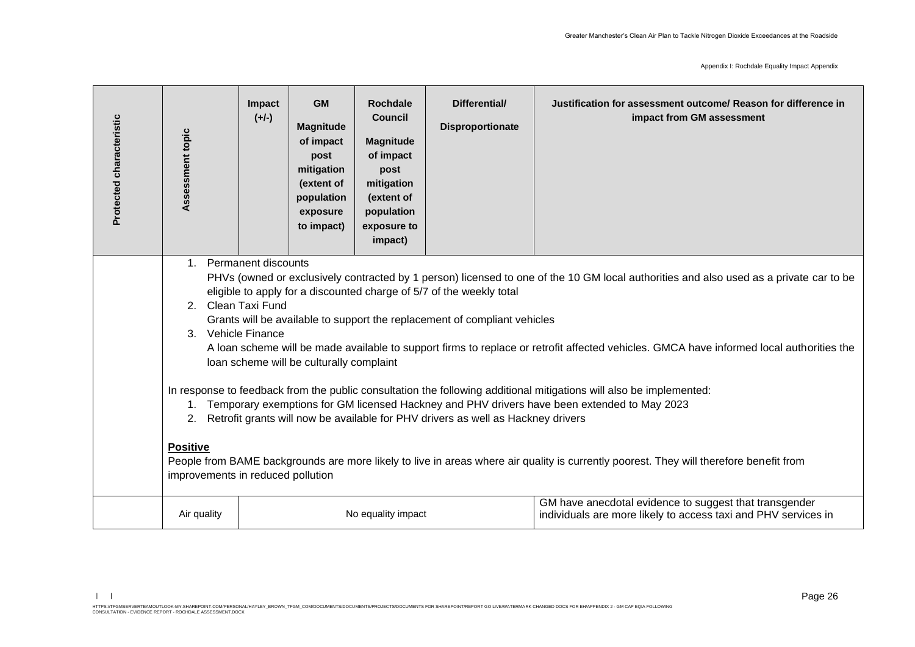| Protected characteristic | Assessment topic | Impact (+/-) | GM Magnitude of impact post mitigation (extent of population exposure to impact) | Rochdale Council Magnitude of impact post mitigation (extent of population exposure to impact) | Differential/ Disproportionate | Justification for assessment outcome/ Reason for difference in impact from GM assessment |
|---|---|---|---|---|---|---|
| | 1. Permanent discounts<br>PHVs (owned or exclusively contracted by 1 person) licensed to one of the 10 GM local authorities and also used as a private car to be eligible to apply for a discounted charge of 5/7 of the weekly total<br>2. Clean Taxi Fund<br>Grants will be available to support the replacement of compliant vehicles<br>3. Vehicle Finance<br>A loan scheme will be made available to support firms to replace or retrofit affected vehicles. GMCA have informed local authorities the loan scheme will be culturally complaint<br><br>In response to feedback from the public consultation the following additional mitigations will also be implemented:<br>1. Temporary exemptions for GM licensed Hackney and PHV drivers have been extended to May 2023<br>2. Retrofit grants will now be available for PHV drivers as well as Hackney drivers<br><br>**Positive**<br>People from BAME backgrounds are more likely to live in areas where air quality is currently poorest. They will therefore benefit from improvements in reduced pollution | | | | | | |
| | Air quality | No equality impact | | | | GM have anecdotal evidence to suggest that transgender individuals are more likely to access taxi and PHV services in |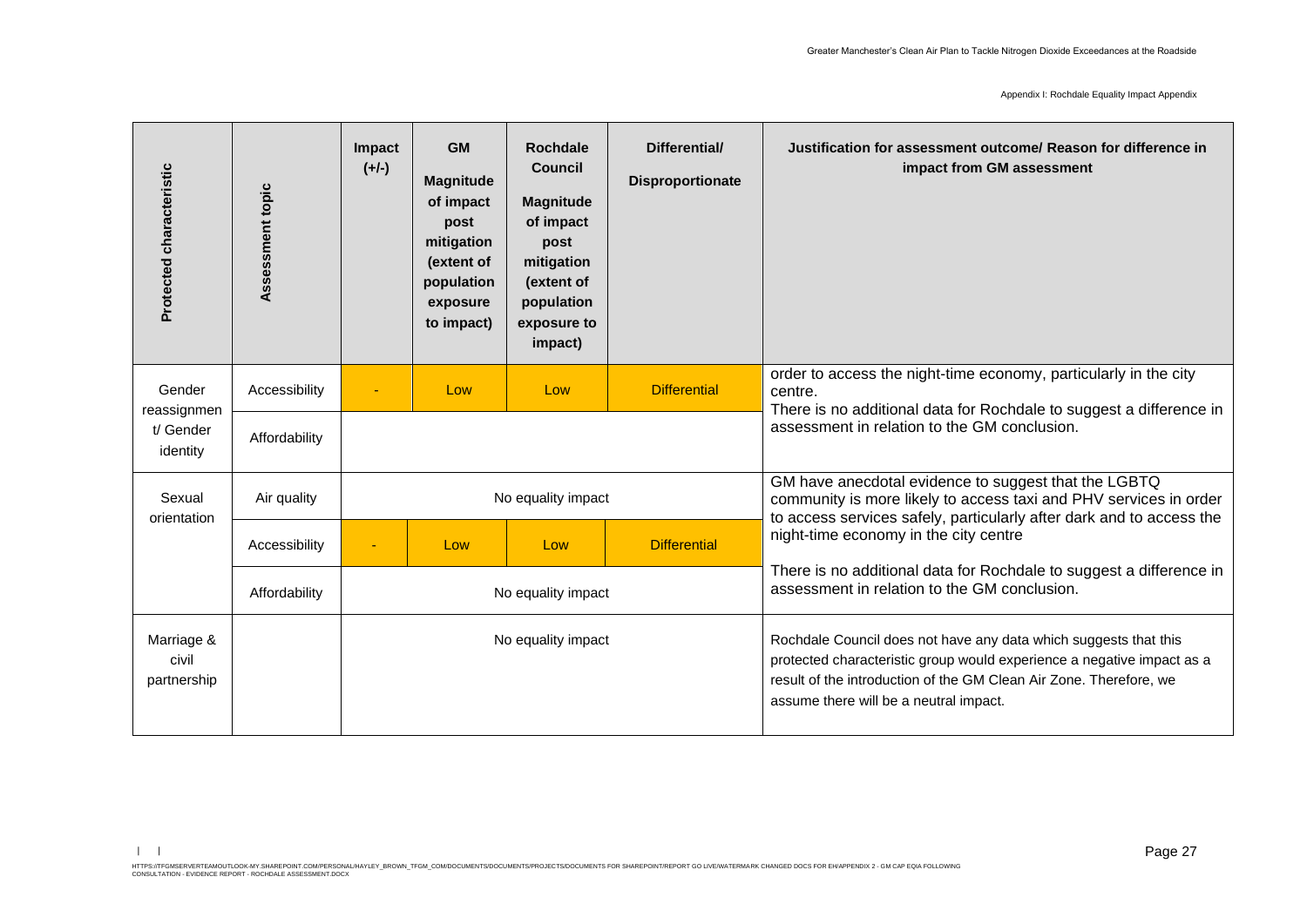| Protected characteristic | Assessment topic | Impact (+/-) | GM Magnitude of impact post mitigation (extent of population exposure to impact) | Rochdale Council Magnitude of impact post mitigation (extent of population exposure to impact) | Differential/ Disproportionate | Justification for assessment outcome/ Reason for difference in impact from GM assessment |
|---|---|---|---|---|---|---|
| Gender reassignment/ Gender identity | Accessibility | - | Low | Low | Differential | order to access the night-time economy, particularly in the city centre. There is no additional data for Rochdale to suggest a difference in assessment in relation to the GM conclusion. |
| | Affordability | | | | | |
| Sexual orientation | Air quality | No equality impact | | | | GM have anecdotal evidence to suggest that the LGBTQ community is more likely to access taxi and PHV services in order to access services safely, particularly after dark and to access the night-time economy in the city centre<br><br>There is no additional data for Rochdale to suggest a difference in assessment in relation to the GM conclusion. |
| | Accessibility | - | Low | Low | Differential | |
| | Affordability | No equality impact | | | | |
| Marriage & civil partnership | | No equality impact | | | | Rochdale Council does not have any data which suggests that this protected characteristic group would experience a negative impact as a result of the introduction of the GM Clean Air Zone. Therefore, we assume there will be a neutral impact. |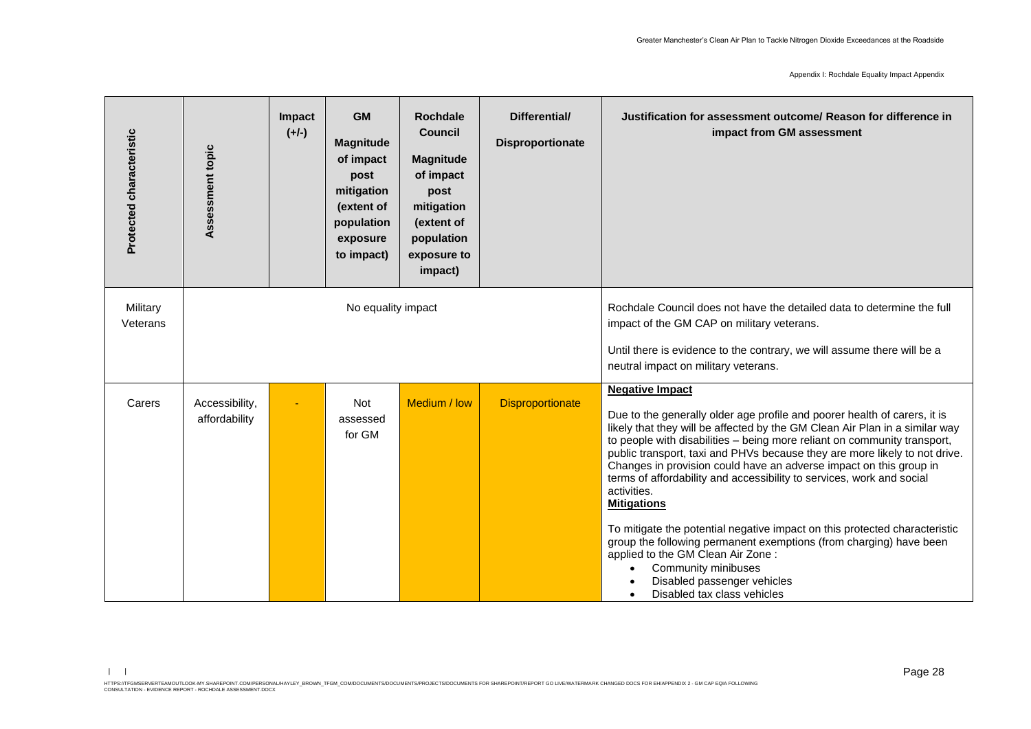| Protected characteristic | Assessment topic | Impact (+/-) | GM Magnitude of impact post mitigation (extent of population exposure to impact) | Rochdale Council Magnitude of impact post mitigation (extent of population exposure to impact) | Differential/ Disproportionate | Justification for assessment outcome/ Reason for difference in impact from GM assessment |
|---|---|---|---|---|---|---|
| Military Veterans | No equality impact | | | | | Rochdale Council does not have the detailed data to determine the full impact of the GM CAP on military veterans.<br><br>Until there is evidence to the contrary, we will assume there will be a neutral impact on military veterans. |
| Carers | Accessibility, affordability | - | Not assessed for GM | Medium / low | Disproportionate | **Negative Impact**<br><br>Due to the generally older age profile and poorer health of carers, it is likely that they will be affected by the GM Clean Air Plan in a similar way to people with disabilities – being more reliant on community transport, public transport, taxi and PHVs because they are more likely to not drive. Changes in provision could have an adverse impact on this group in terms of affordability and accessibility to services, work and social activities.<br>**Mitigations**<br><br>To mitigate the potential negative impact on this protected characteristic group the following permanent exemptions (from charging) have been applied to the GM Clean Air Zone :<br>• Community minibuses<br>• Disabled passenger vehicles<br>• Disabled tax class vehicles |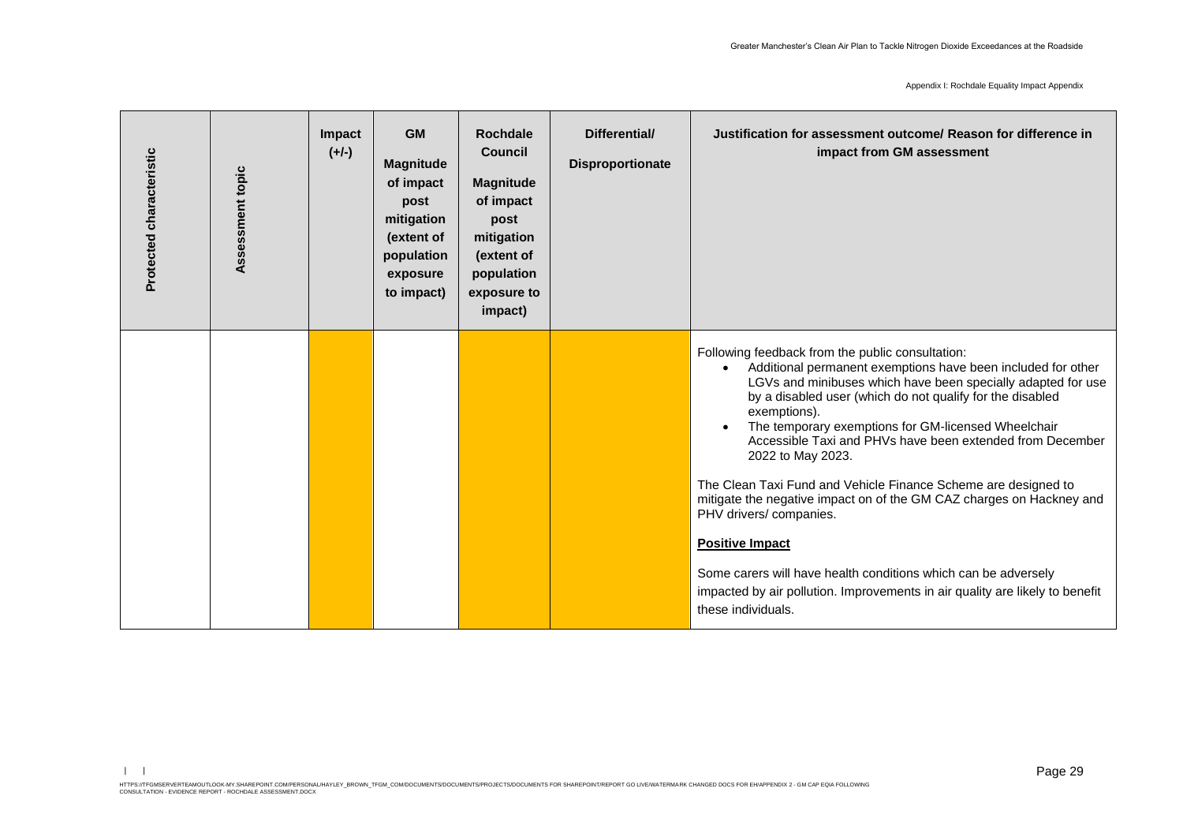| Protected characteristic | Assessment topic | Impact (+/-) | GM Magnitude of impact post mitigation (extent of population exposure to impact) | Rochdale Council Magnitude of impact post mitigation (extent of population exposure to impact) | Differential/ Disproportionate | Justification for assessment outcome/ Reason for difference in impact from GM assessment |
|---|---|---|---|---|---|---|
| | | | | | | Following feedback from the public consultation:<br>• Additional permanent exemptions have been included for other LGVs and minibuses which have been specially adapted for use by a disabled user (which do not qualify for the disabled exemptions).<br>• The temporary exemptions for GM-licensed Wheelchair Accessible Taxi and PHVs have been extended from December 2022 to May 2023.<br><br>The Clean Taxi Fund and Vehicle Finance Scheme are designed to mitigate the negative impact on of the GM CAZ charges on Hackney and PHV drivers/ companies.<br><br>**Positive Impact**<br><br>Some carers will have health conditions which can be adversely impacted by air pollution. Improvements in air quality are likely to benefit these individuals. |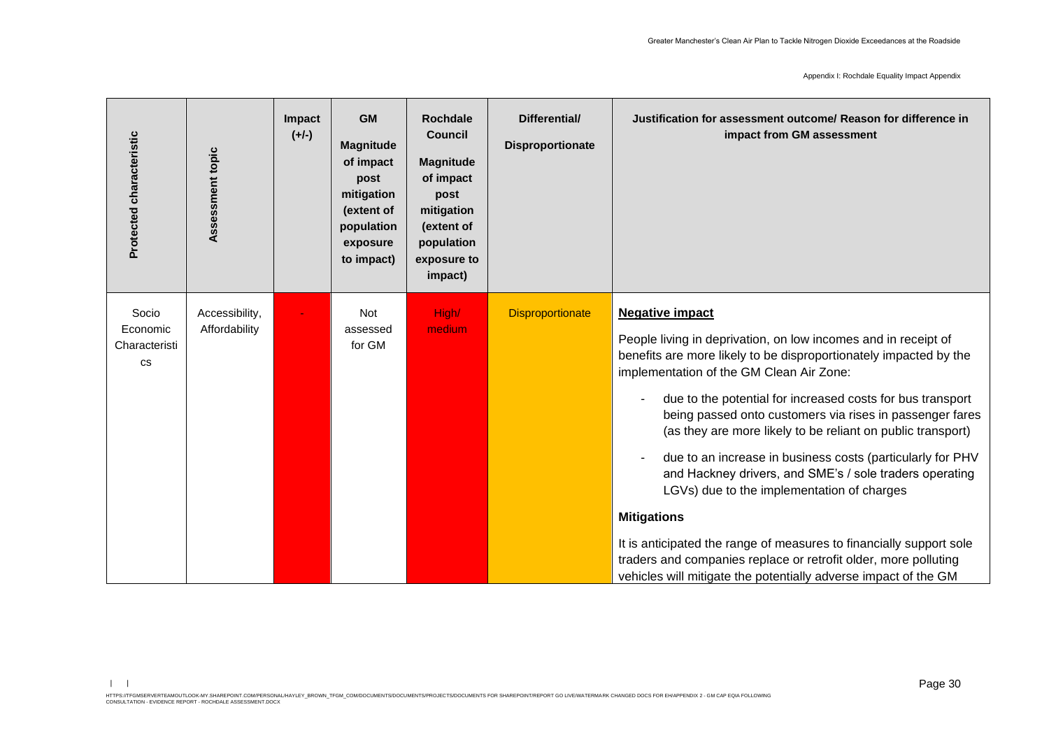| Protected characteristic | Assessment topic | Impact (+/-) | GM Magnitude of impact post mitigation (extent of population exposure to impact) | Rochdale Council Magnitude of impact post mitigation (extent of population exposure to impact) | Differential/ Disproportionate | Justification for assessment outcome/ Reason for difference in impact from GM assessment |
|---|---|---|---|---|---|---|
| Socio Economic Characteristics | Accessibility, Affordability | - | Not assessed for GM | High/ medium | Disproportionate | **Negative impact**<br><br>People living in deprivation, on low incomes and in receipt of benefits are more likely to be disproportionately impacted by the implementation of the GM Clean Air Zone:<br><br>- due to the potential for increased costs for bus transport being passed onto customers via rises in passenger fares (as they are more likely to be reliant on public transport)<br>- due to an increase in business costs (particularly for PHV and Hackney drivers, and SME's / sole traders operating LGVs) due to the implementation of charges<br><br>**Mitigations**<br><br>It is anticipated the range of measures to financially support sole traders and companies replace or retrofit older, more polluting vehicles will mitigate the potentially adverse impact of the GM |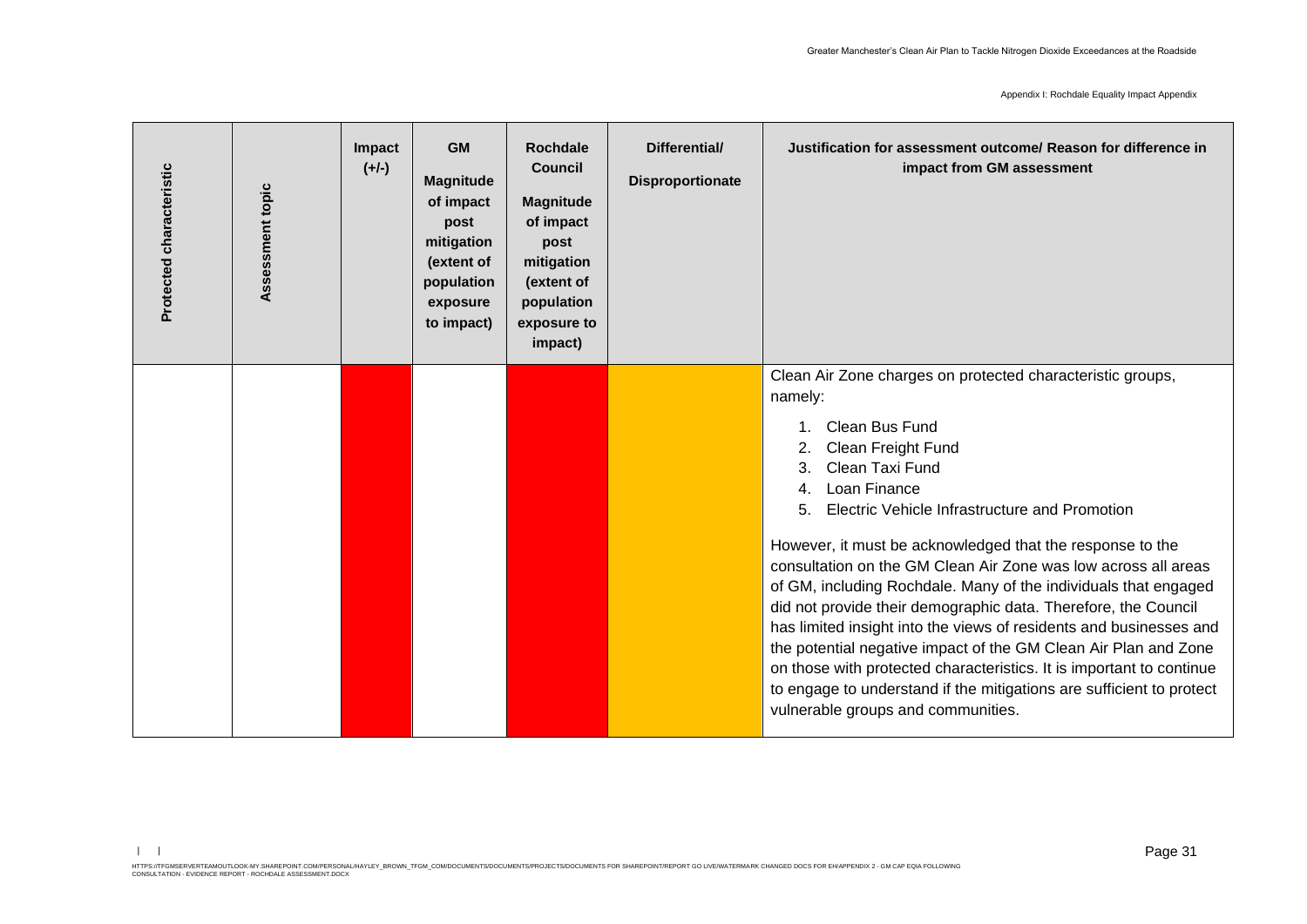| Protected characteristic | Assessment topic | Impact (+/-) | GM Magnitude of impact post mitigation (extent of population exposure to impact) | Rochdale Council Magnitude of impact post mitigation (extent of population exposure to impact) | Differential/ Disproportionate | Justification for assessment outcome/ Reason for difference in impact from GM assessment |
|---|---|---|---|---|---|---|
| | | | | | | Clean Air Zone charges on protected characteristic groups, namely:<br><br>1. Clean Bus Fund<br>2. Clean Freight Fund<br>3. Clean Taxi Fund<br>4. Loan Finance<br>5. Electric Vehicle Infrastructure and Promotion<br><br>However, it must be acknowledged that the response to the consultation on the GM Clean Air Zone was low across all areas of GM, including Rochdale. Many of the individuals that engaged did not provide their demographic data. Therefore, the Council has limited insight into the views of residents and businesses and the potential negative impact of the GM Clean Air Plan and Zone on those with protected characteristics. It is important to continue to engage to understand if the mitigations are sufficient to protect vulnerable groups and communities. |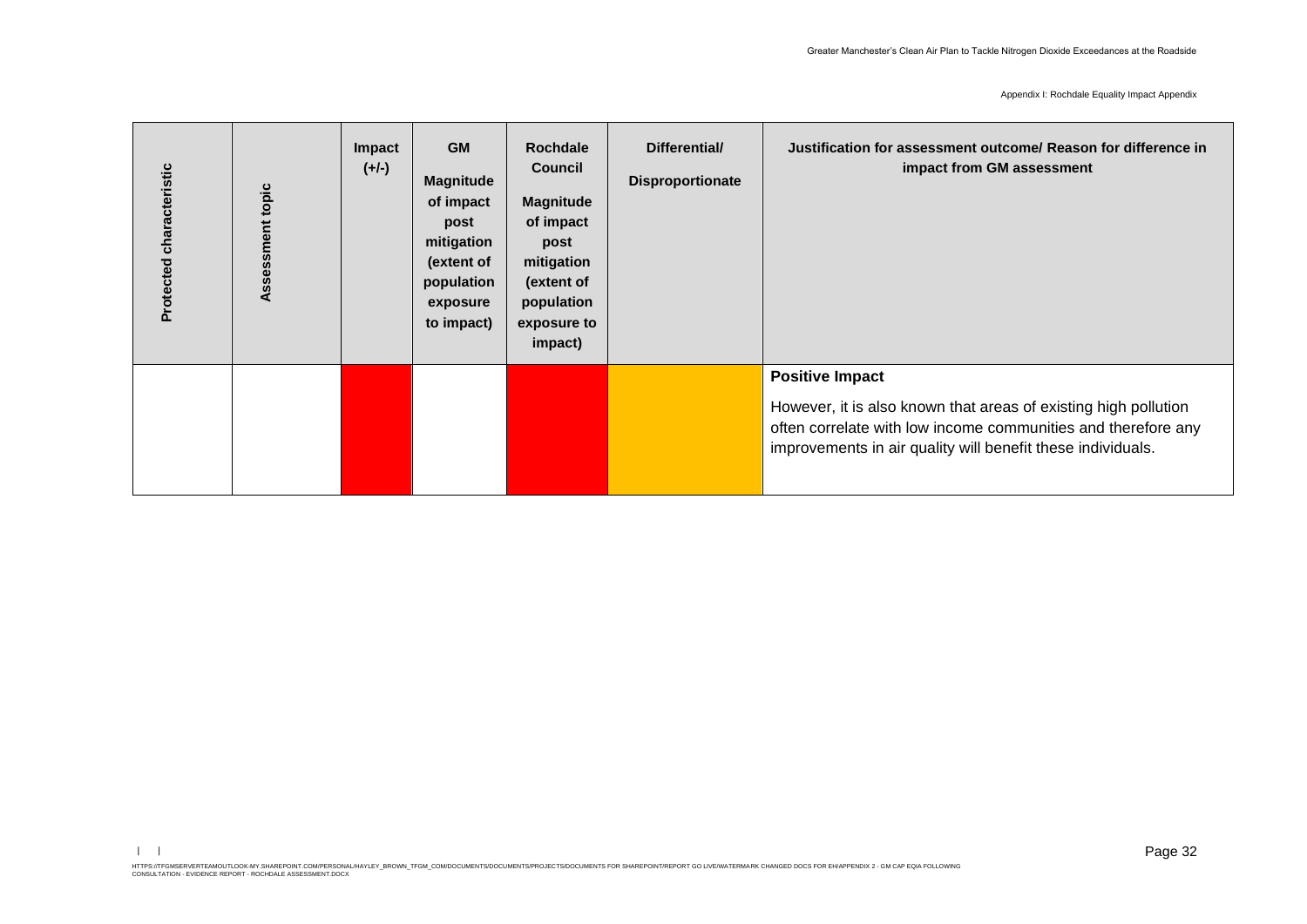| Protected characteristic | Assessment topic | Impact (+/-) | GM Magnitude of impact post mitigation (extent of population exposure to impact) | Rochdale Council Magnitude of impact post mitigation (extent of population exposure to impact) | Differential/ Disproportionate | Justification for assessment outcome/ Reason for difference in impact from GM assessment |
|---|---|---|---|---|---|---|
| | | | | | | **Positive Impact**<br><br>However, it is also known that areas of existing high pollution often correlate with low income communities and therefore any improvements in air quality will benefit these individuals. |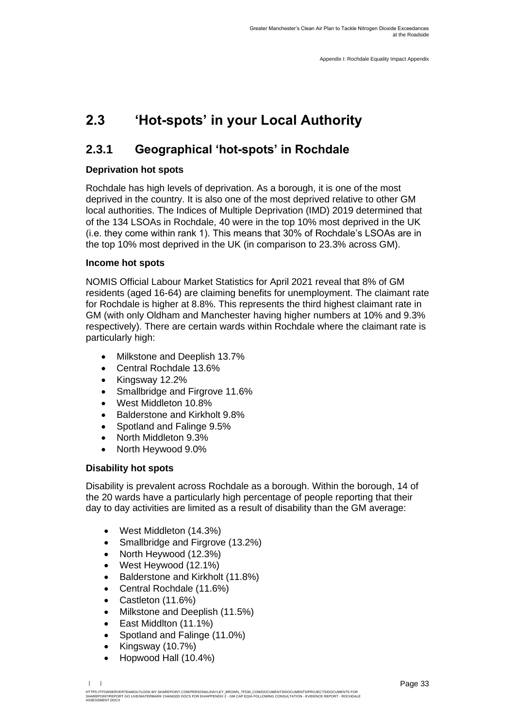## 2.3 'Hot-spots' in your Local Authority

### 2.3.1 Geographical 'hot-spots' in Rochdale

**Deprivation hot spots**

Rochdale has high levels of deprivation. As a borough, it is one of the most deprived in the country. It is also one of the most deprived relative to other GM local authorities. The Indices of Multiple Deprivation (IMD) 2019 determined that of the 134 LSOAs in Rochdale, 40 were in the top 10% most deprived in the UK (i.e. they come within rank 1). This means that 30% of Rochdale's LSOAs are in the top 10% most deprived in the UK (in comparison to 23.3% across GM).

**Income hot spots**

NOMIS Official Labour Market Statistics for April 2021 reveal that 8% of GM residents (aged 16-64) are claiming benefits for unemployment. The claimant rate for Rochdale is higher at 8.8%. This represents the third highest claimant rate in GM (with only Oldham and Manchester having higher numbers at 10% and 9.3% respectively). There are certain wards within Rochdale where the claimant rate is particularly high:

- Milkstone and Deeplish 13.7%
- Central Rochdale 13.6%
- Kingsway 12.2%
- Smallbridge and Firgrove 11.6%
- West Middleton 10.8%
- Balderstone and Kirkholt 9.8%
- Spotland and Falinge 9.5%
- North Middleton 9.3%
- North Heywood 9.0%

**Disability hot spots**

Disability is prevalent across Rochdale as a borough. Within the borough, 14 of the 20 wards have a particularly high percentage of people reporting that their day to day activities are limited as a result of disability than the GM average:

- West Middleton (14.3%)
- Smallbridge and Firgrove (13.2%)
- North Heywood (12.3%)
- West Heywood (12.1%)
- Balderstone and Kirkholt (11.8%)
- Central Rochdale (11.6%)
- Castleton (11.6%)
- Milkstone and Deeplish (11.5%)
- East Middlton (11.1%)
- Spotland and Falinge (11.0%)
- Kingsway (10.7%)
- Hopwood Hall (10.4%)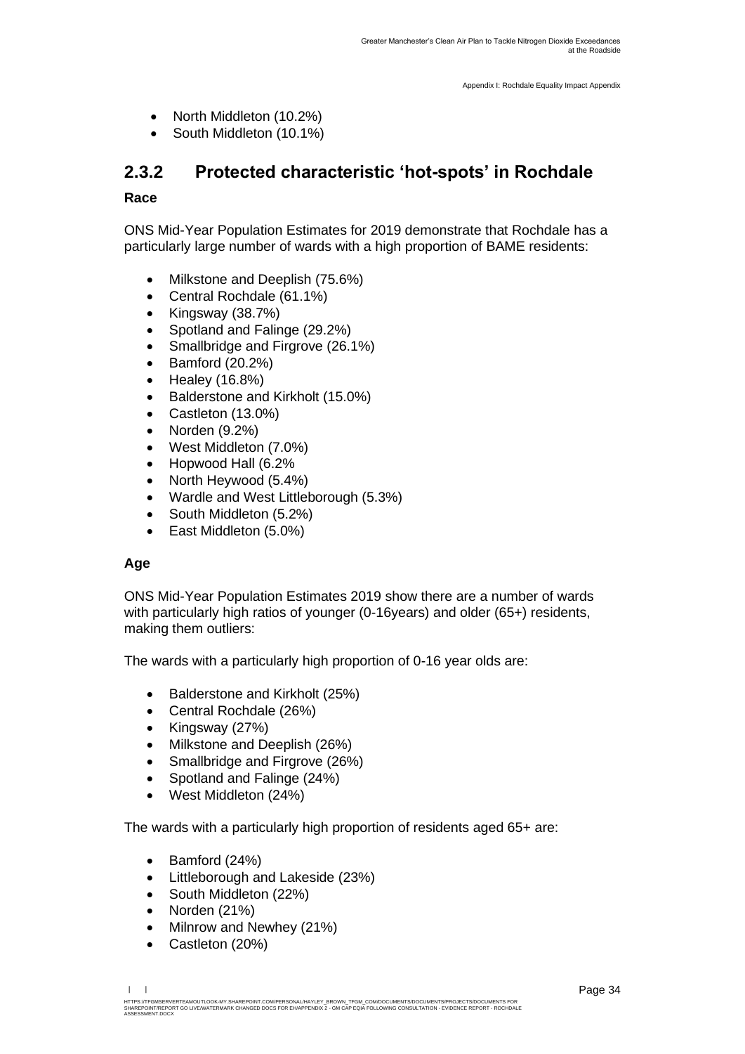- North Middleton (10.2%)
- South Middleton (10.1%)

### 2.3.2 Protected characteristic 'hot-spots' in Rochdale

**Race**

ONS Mid-Year Population Estimates for 2019 demonstrate that Rochdale has a particularly large number of wards with a high proportion of BAME residents:

- Milkstone and Deeplish (75.6%)
- Central Rochdale (61.1%)
- Kingsway (38.7%)
- Spotland and Falinge (29.2%)
- Smallbridge and Firgrove (26.1%)
- Bamford (20.2%)
- Healey (16.8%)
- Balderstone and Kirkholt (15.0%)
- Castleton (13.0%)
- Norden (9.2%)
- West Middleton (7.0%)
- Hopwood Hall (6.2%
- North Heywood (5.4%)
- Wardle and West Littleborough (5.3%)
- South Middleton (5.2%)
- East Middleton (5.0%)

**Age**

ONS Mid-Year Population Estimates 2019 show there are a number of wards with particularly high ratios of younger (0-16years) and older (65+) residents, making them outliers:

The wards with a particularly high proportion of 0-16 year olds are:

- Balderstone and Kirkholt (25%)
- Central Rochdale (26%)
- Kingsway (27%)
- Milkstone and Deeplish (26%)
- Smallbridge and Firgrove (26%)
- Spotland and Falinge (24%)
- West Middleton (24%)

The wards with a particularly high proportion of residents aged 65+ are:

- Bamford (24%)
- Littleborough and Lakeside (23%)
- South Middleton (22%)
- Norden (21%)
- Milnrow and Newhey (21%)
- Castleton (20%)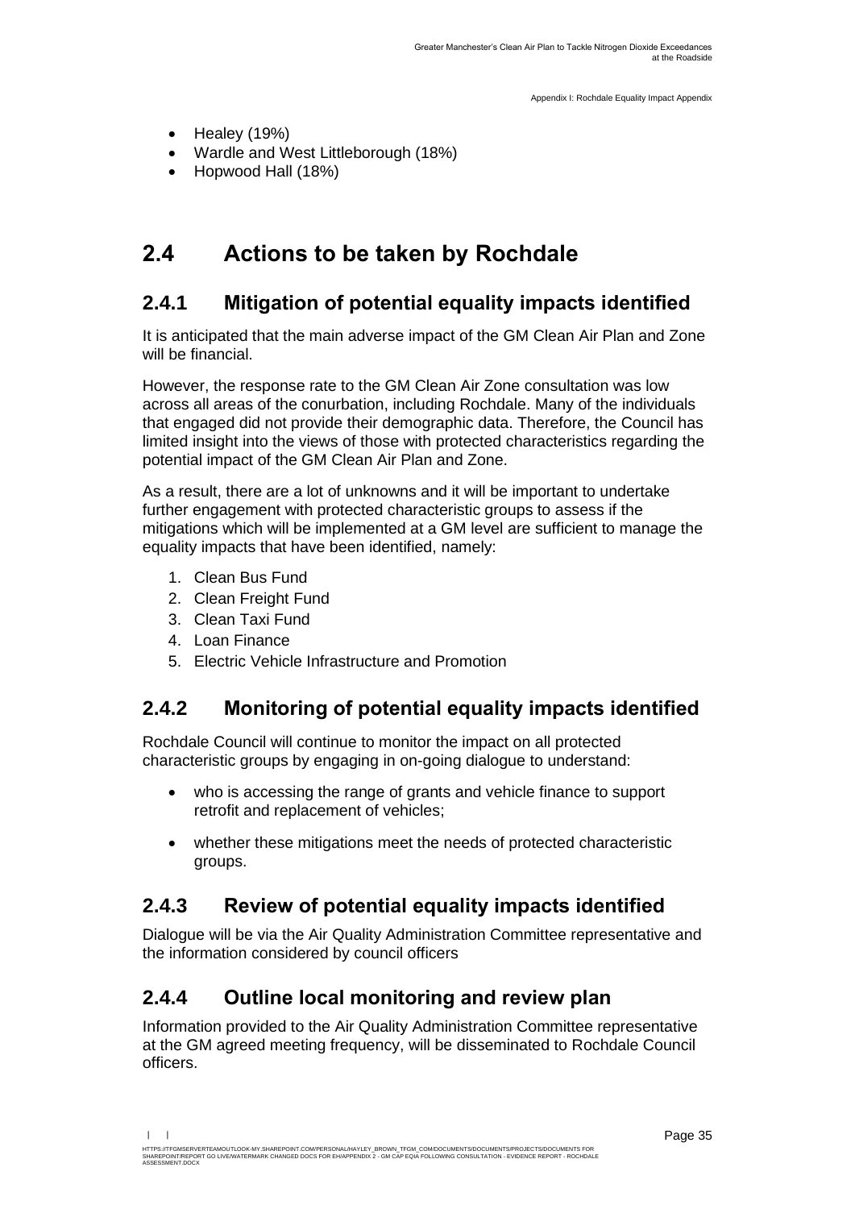- Healey (19%)
- Wardle and West Littleborough (18%)
- Hopwood Hall (18%)

## 2.4 Actions to be taken by Rochdale

### 2.4.1 Mitigation of potential equality impacts identified

It is anticipated that the main adverse impact of the GM Clean Air Plan and Zone will be financial.

However, the response rate to the GM Clean Air Zone consultation was low across all areas of the conurbation, including Rochdale. Many of the individuals that engaged did not provide their demographic data. Therefore, the Council has limited insight into the views of those with protected characteristics regarding the potential impact of the GM Clean Air Plan and Zone.

As a result, there are a lot of unknowns and it will be important to undertake further engagement with protected characteristic groups to assess if the mitigations which will be implemented at a GM level are sufficient to manage the equality impacts that have been identified, namely:

1. Clean Bus Fund
2. Clean Freight Fund
3. Clean Taxi Fund
4. Loan Finance
5. Electric Vehicle Infrastructure and Promotion

### 2.4.2 Monitoring of potential equality impacts identified

Rochdale Council will continue to monitor the impact on all protected characteristic groups by engaging in on-going dialogue to understand:

- who is accessing the range of grants and vehicle finance to support retrofit and replacement of vehicles;
- whether these mitigations meet the needs of protected characteristic groups.

### 2.4.3 Review of potential equality impacts identified

Dialogue will be via the Air Quality Administration Committee representative and the information considered by council officers

### 2.4.4 Outline local monitoring and review plan

Information provided to the Air Quality Administration Committee representative at the GM agreed meeting frequency, will be disseminated to Rochdale Council officers.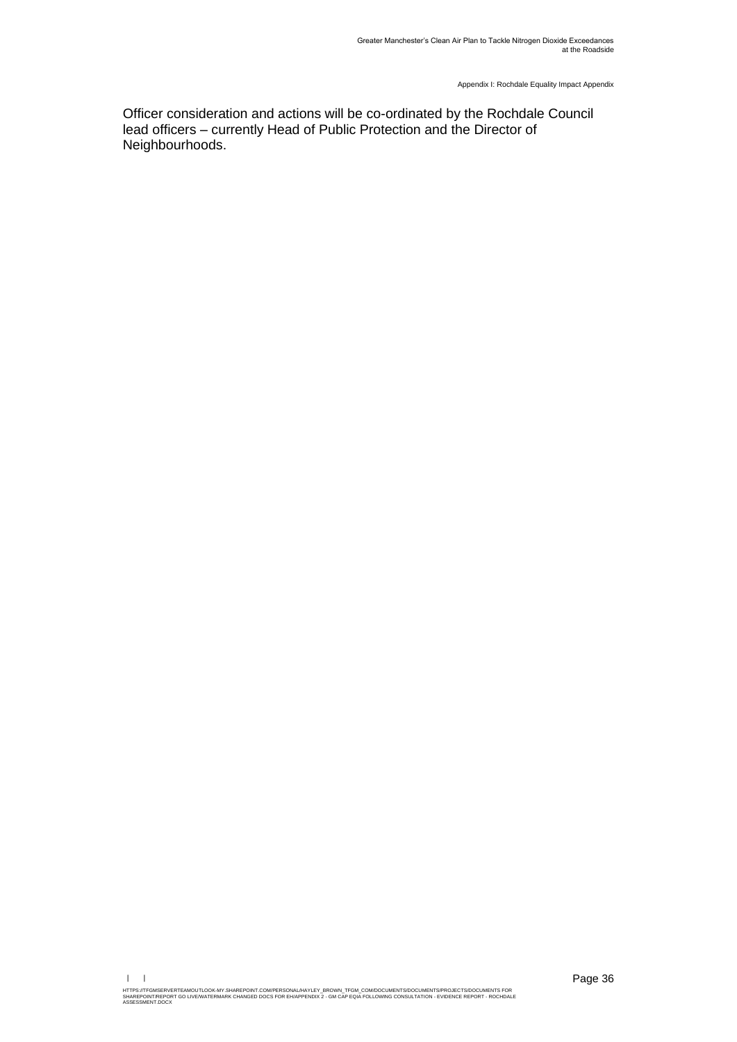Officer consideration and actions will be co-ordinated by the Rochdale Council lead officers – currently Head of Public Protection and the Director of Neighbourhoods.